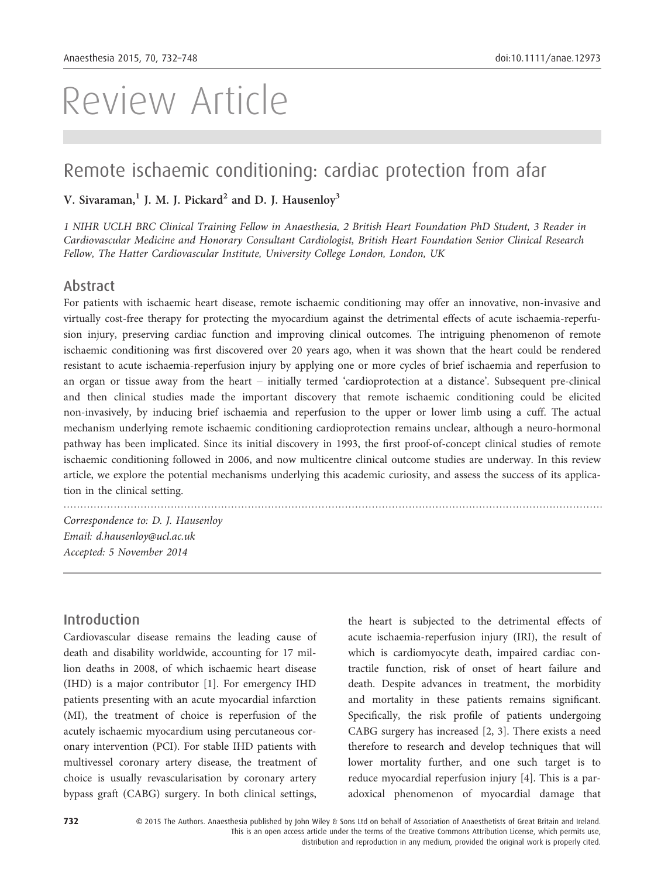# Review Article

## Remote ischaemic conditioning: cardiac protection from afar

**V. Sivaraman,[1] J. M. J. Pickard[2] and D. J. Hausenloy[3]**

*1 NIHR UCLH BRC Clinical Training Fellow in Anaesthesia, 2 British Heart Foundation PhD Student, 3 Reader in Cardiovascular Medicine and Honorary Consultant Cardiologist, British Heart Foundation Senior Clinical Research Fellow, The Hatter Cardiovascular Institute, University College London, London, UK*

### Abstract

For patients with ischaemic heart disease, remote ischaemic conditioning may offer an innovative, non-invasive and virtually cost-free therapy for protecting the myocardium against the detrimental effects of acute ischaemia-reperfusion injury, preserving cardiac function and improving clinical outcomes. The intriguing phenomenon of remote ischaemic conditioning was first discovered over 20 years ago, when it was shown that the heart could be rendered resistant to acute ischaemia-reperfusion injury by applying one or more cycles of brief ischaemia and reperfusion to an organ or tissue away from the heart – initially termed 'cardioprotection at a distance'. Subsequent pre-clinical and then clinical studies made the important discovery that remote ischaemic conditioning could be elicited non-invasively, by inducing brief ischaemia and reperfusion to the upper or lower limb using a cuff. The actual mechanism underlying remote ischaemic conditioning cardioprotection remains unclear, although a neuro-hormonal pathway has been implicated. Since its initial discovery in 1993, the first proof-of-concept clinical studies of remote ischaemic conditioning followed in 2006, and now multicentre clinical outcome studies are underway. In this review article, we explore the potential mechanisms underlying this academic curiosity, and assess the success of its application in the clinical setting.

*Correspondence to: D. J. Hausenloy*
*Email: d.hausenloy@ucl.ac.uk*
*Accepted: 5 November 2014*

### Introduction

Cardiovascular disease remains the leading cause of death and disability worldwide, accounting for 17 million deaths in 2008, of which ischaemic heart disease (IHD) is a major contributor [1]. For emergency IHD patients presenting with an acute myocardial infarction (MI), the treatment of choice is reperfusion of the acutely ischaemic myocardium using percutaneous coronary intervention (PCI). For stable IHD patients with multivessel coronary artery disease, the treatment of choice is usually revascularisation by coronary artery bypass graft (CABG) surgery. In both clinical settings, the heart is subjected to the detrimental effects of acute ischaemia-reperfusion injury (IRI), the result of which is cardiomyocyte death, impaired cardiac contractile function, risk of onset of heart failure and death. Despite advances in treatment, the morbidity and mortality in these patients remains significant. Specifically, the risk profile of patients undergoing CABG surgery has increased [2, 3]. There exists a need therefore to research and develop techniques that will lower mortality further, and one such target is to reduce myocardial reperfusion injury [4]. This is a paradoxical phenomenon of myocardial damage that

© 2015 The Authors. Anaesthesia published by John Wiley & Sons Ltd on behalf of Association of Anaesthetists of Great Britain and Ireland. This is an open access article under the terms of the Creative Commons Attribution License, which permits use, distribution and reproduction in any medium, provided the original work is properly cited.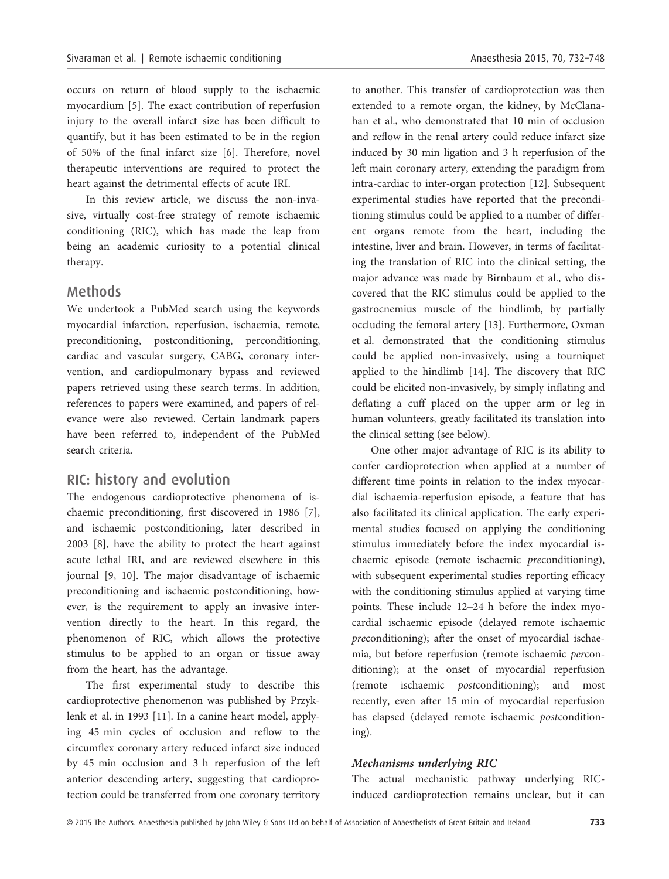occurs on return of blood supply to the ischaemic myocardium [5]. The exact contribution of reperfusion injury to the overall infarct size has been difficult to quantify, but it has been estimated to be in the region of 50% of the final infarct size [6]. Therefore, novel therapeutic interventions are required to protect the heart against the detrimental effects of acute IRI.

In this review article, we discuss the non-invasive, virtually cost-free strategy of remote ischaemic conditioning (RIC), which has made the leap from being an academic curiosity to a potential clinical therapy.

## Methods

We undertook a PubMed search using the keywords myocardial infarction, reperfusion, ischaemia, remote, preconditioning, postconditioning, perconditioning, cardiac and vascular surgery, CABG, coronary intervention, and cardiopulmonary bypass and reviewed papers retrieved using these search terms. In addition, references to papers were examined, and papers of relevance were also reviewed. Certain landmark papers have been referred to, independent of the PubMed search criteria.

## RIC: history and evolution

The endogenous cardioprotective phenomena of ischaemic preconditioning, first discovered in 1986 [7], and ischaemic postconditioning, later described in 2003 [8], have the ability to protect the heart against acute lethal IRI, and are reviewed elsewhere in this journal [9, 10]. The major disadvantage of ischaemic preconditioning and ischaemic postconditioning, however, is the requirement to apply an invasive intervention directly to the heart. In this regard, the phenomenon of RIC, which allows the protective stimulus to be applied to an organ or tissue away from the heart, has the advantage.

The first experimental study to describe this cardioprotective phenomenon was published by Przyklenk et al. in 1993 [11]. In a canine heart model, applying 45 min cycles of occlusion and reflow to the circumflex coronary artery reduced infarct size induced by 45 min occlusion and 3 h reperfusion of the left anterior descending artery, suggesting that cardioprotection could be transferred from one coronary territory to another. This transfer of cardioprotection was then extended to a remote organ, the kidney, by McClanahan et al., who demonstrated that 10 min of occlusion and reflow in the renal artery could reduce infarct size induced by 30 min ligation and 3 h reperfusion of the left main coronary artery, extending the paradigm from intra-cardiac to inter-organ protection [12]. Subsequent experimental studies have reported that the preconditioning stimulus could be applied to a number of different organs remote from the heart, including the intestine, liver and brain. However, in terms of facilitating the translation of RIC into the clinical setting, the major advance was made by Birnbaum et al., who discovered that the RIC stimulus could be applied to the gastrocnemius muscle of the hindlimb, by partially occluding the femoral artery [13]. Furthermore, Oxman et al. demonstrated that the conditioning stimulus could be applied non-invasively, using a tourniquet applied to the hindlimb [14]. The discovery that RIC could be elicited non-invasively, by simply inflating and deflating a cuff placed on the upper arm or leg in human volunteers, greatly facilitated its translation into the clinical setting (see below).

One other major advantage of RIC is its ability to confer cardioprotection when applied at a number of different time points in relation to the index myocardial ischaemia-reperfusion episode, a feature that has also facilitated its clinical application. The early experimental studies focused on applying the conditioning stimulus immediately before the index myocardial ischaemic episode (remote ischaemic *pre*conditioning), with subsequent experimental studies reporting efficacy with the conditioning stimulus applied at varying time points. These include 12–24 h before the index myocardial ischaemic episode (delayed remote ischaemic *pre*conditioning); after the onset of myocardial ischaemia, but before reperfusion (remote ischaemic *per*conditioning); at the onset of myocardial reperfusion (remote ischaemic *post*conditioning); and most recently, even after 15 min of myocardial reperfusion has elapsed (delayed remote ischaemic *post*conditioning).

### *Mechanisms underlying RIC*

The actual mechanistic pathway underlying RIC-induced cardioprotection remains unclear, but it can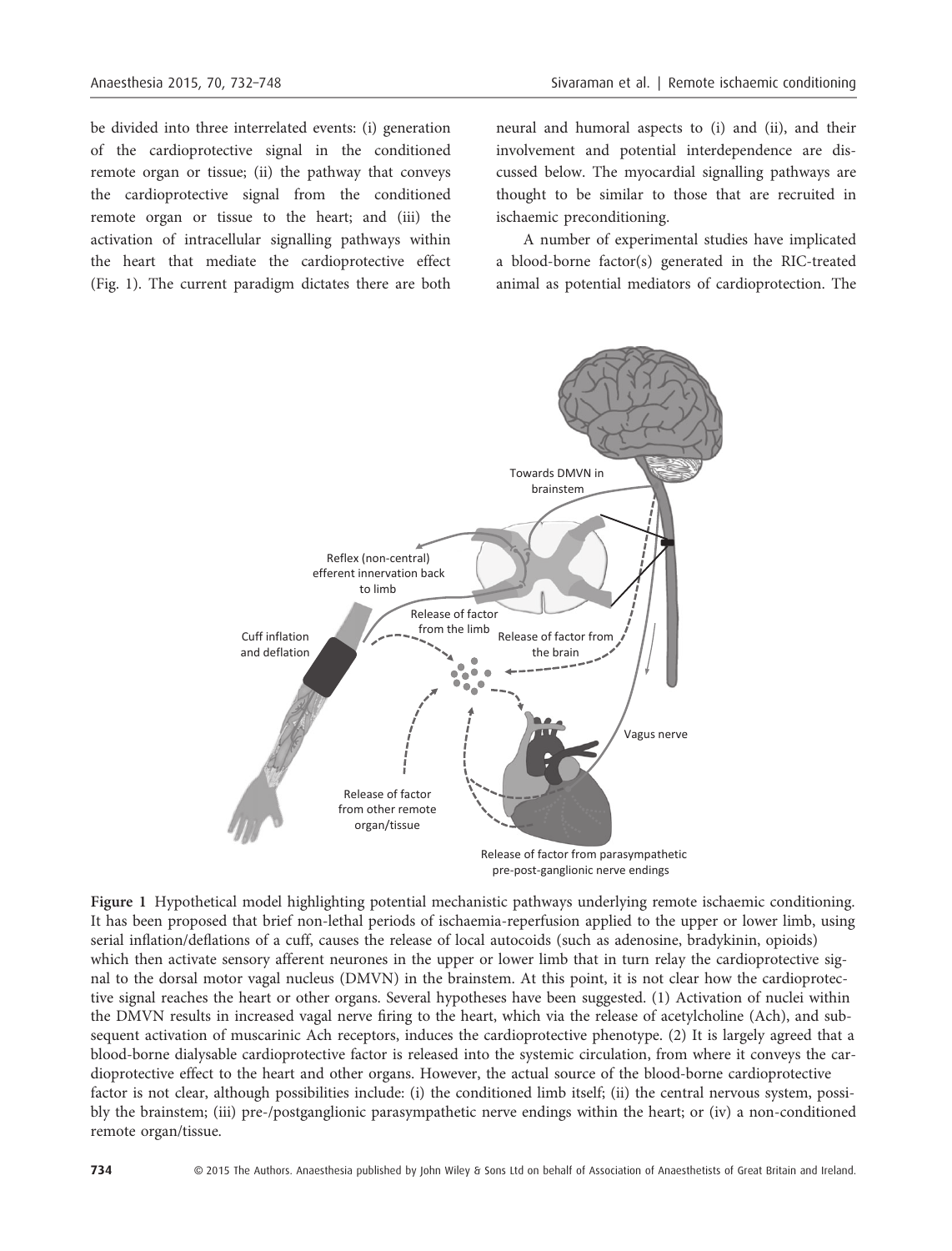be divided into three interrelated events: (i) generation of the cardioprotective signal in the conditioned remote organ or tissue; (ii) the pathway that conveys the cardioprotective signal from the conditioned remote organ or tissue to the heart; and (iii) the activation of intracellular signalling pathways within the heart that mediate the cardioprotective effect (Fig. 1). The current paradigm dictates there are both neural and humoral aspects to (i) and (ii), and their involvement and potential interdependence are discussed below. The myocardial signalling pathways are thought to be similar to those that are recruited in ischaemic preconditioning.

A number of experimental studies have implicated a blood-borne factor(s) generated in the RIC-treated animal as potential mediators of cardioprotection. The

**Figure 1** Hypothetical model highlighting potential mechanistic pathways underlying remote ischaemic conditioning. It has been proposed that brief non-lethal periods of ischaemia-reperfusion applied to the upper or lower limb, using serial inflation/deflations of a cuff, causes the release of local autocoids (such as adenosine, bradykinin, opioids) which then activate sensory afferent neurones in the upper or lower limb that in turn relay the cardioprotective signal to the dorsal motor vagal nucleus (DMVN) in the brainstem. At this point, it is not clear how the cardioprotective signal reaches the heart or other organs. Several hypotheses have been suggested. (1) Activation of nuclei within the DMVN results in increased vagal nerve firing to the heart, which via the release of acetylcholine (Ach), and subsequent activation of muscarinic Ach receptors, induces the cardioprotective phenotype. (2) It is largely agreed that a blood-borne dialysable cardioprotective factor is released into the systemic circulation, from where it conveys the cardioprotective effect to the heart and other organs. However, the actual source of the blood-borne cardioprotective factor is not clear, although possibilities include: (i) the conditioned limb itself; (ii) the central nervous system, possibly the brainstem; (iii) pre-/postganglionic parasympathetic nerve endings within the heart; or (iv) a non-conditioned remote organ/tissue.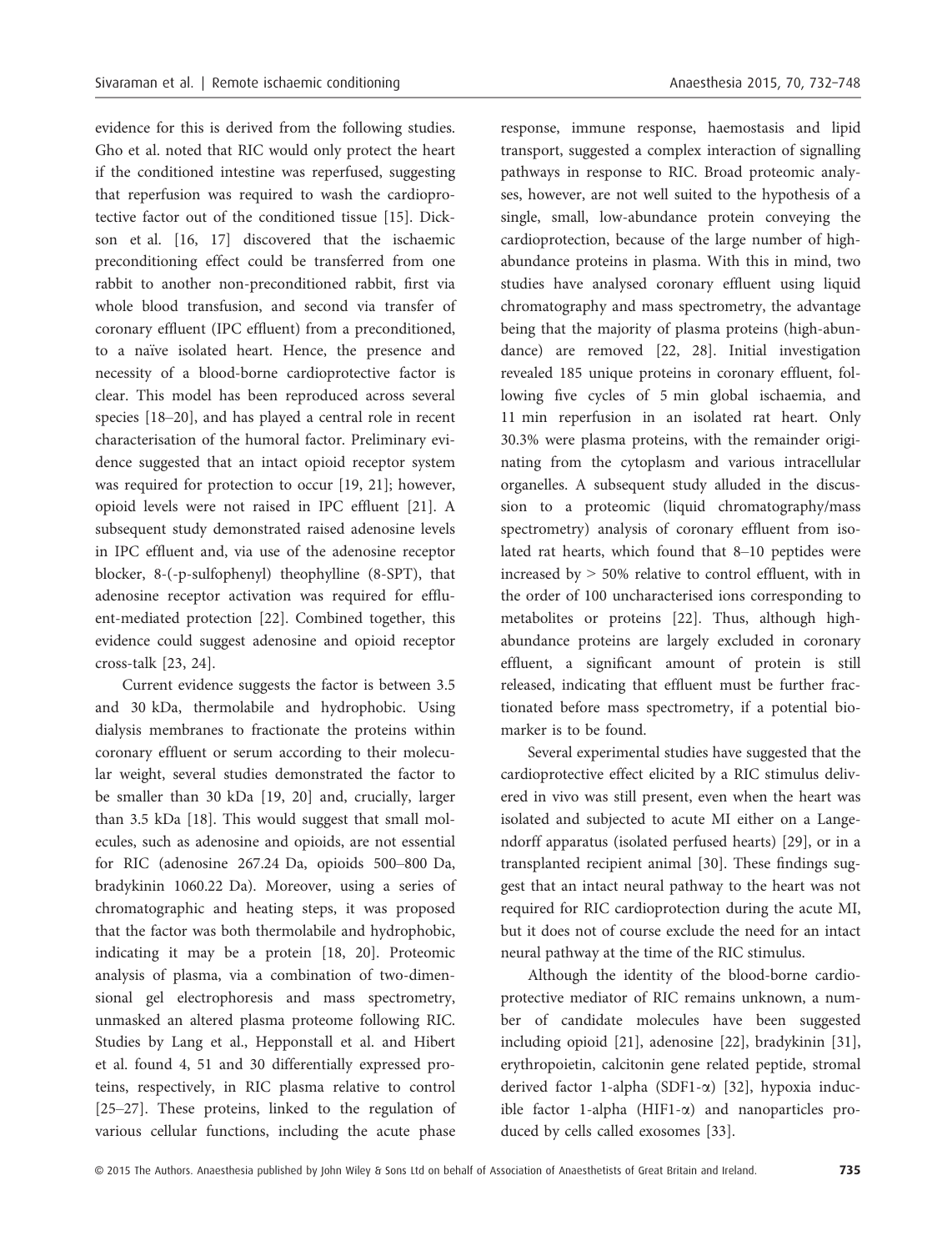evidence for this is derived from the following studies. Gho et al. noted that RIC would only protect the heart if the conditioned intestine was reperfused, suggesting that reperfusion was required to wash the cardioprotective factor out of the conditioned tissue [15]. Dickson et al. [16, 17] discovered that the ischaemic preconditioning effect could be transferred from one rabbit to another non-preconditioned rabbit, first via whole blood transfusion, and second via transfer of coronary effluent (IPC effluent) from a preconditioned, to a naïve isolated heart. Hence, the presence and necessity of a blood-borne cardioprotective factor is clear. This model has been reproduced across several species [18–20], and has played a central role in recent characterisation of the humoral factor. Preliminary evidence suggested that an intact opioid receptor system was required for protection to occur [19, 21]; however, opioid levels were not raised in IPC effluent [21]. A subsequent study demonstrated raised adenosine levels in IPC effluent and, via use of the adenosine receptor blocker, 8-(-p-sulfophenyl) theophylline (8-SPT), that adenosine receptor activation was required for effluent-mediated protection [22]. Combined together, this evidence could suggest adenosine and opioid receptor cross-talk [23, 24].

Current evidence suggests the factor is between 3.5 and 30 kDa, thermolabile and hydrophobic. Using dialysis membranes to fractionate the proteins within coronary effluent or serum according to their molecular weight, several studies demonstrated the factor to be smaller than 30 kDa [19, 20] and, crucially, larger than 3.5 kDa [18]. This would suggest that small molecules, such as adenosine and opioids, are not essential for RIC (adenosine 267.24 Da, opioids 500–800 Da, bradykinin 1060.22 Da). Moreover, using a series of chromatographic and heating steps, it was proposed that the factor was both thermolabile and hydrophobic, indicating it may be a protein [18, 20]. Proteomic analysis of plasma, via a combination of two-dimensional gel electrophoresis and mass spectrometry, unmasked an altered plasma proteome following RIC. Studies by Lang et al., Hepponstall et al. and Hibert et al. found 4, 51 and 30 differentially expressed proteins, respectively, in RIC plasma relative to control [25–27]. These proteins, linked to the regulation of various cellular functions, including the acute phase response, immune response, haemostasis and lipid transport, suggested a complex interaction of signalling pathways in response to RIC. Broad proteomic analyses, however, are not well suited to the hypothesis of a single, small, low-abundance protein conveying the cardioprotection, because of the large number of high-abundance proteins in plasma. With this in mind, two studies have analysed coronary effluent using liquid chromatography and mass spectrometry, the advantage being that the majority of plasma proteins (high-abundance) are removed [22, 28]. Initial investigation revealed 185 unique proteins in coronary effluent, following five cycles of 5 min global ischaemia, and 11 min reperfusion in an isolated rat heart. Only 30.3% were plasma proteins, with the remainder originating from the cytoplasm and various intracellular organelles. A subsequent study alluded in the discussion to a proteomic (liquid chromatography/mass spectrometry) analysis of coronary effluent from isolated rat hearts, which found that 8–10 peptides were increased by > 50% relative to control effluent, with in the order of 100 uncharacterised ions corresponding to metabolites or proteins [22]. Thus, although high-abundance proteins are largely excluded in coronary effluent, a significant amount of protein is still released, indicating that effluent must be further fractionated before mass spectrometry, if a potential biomarker is to be found.

Several experimental studies have suggested that the cardioprotective effect elicited by a RIC stimulus delivered in vivo was still present, even when the heart was isolated and subjected to acute MI either on a Langendorff apparatus (isolated perfused hearts) [29], or in a transplanted recipient animal [30]. These findings suggest that an intact neural pathway to the heart was not required for RIC cardioprotection during the acute MI, but it does not of course exclude the need for an intact neural pathway at the time of the RIC stimulus.

Although the identity of the blood-borne cardioprotective mediator of RIC remains unknown, a number of candidate molecules have been suggested including opioid [21], adenosine [22], bradykinin [31], erythropoietin, calcitonin gene related peptide, stromal derived factor 1-alpha (SDF1-α) [32], hypoxia inducible factor 1-alpha (HIF1-α) and nanoparticles produced by cells called exosomes [33].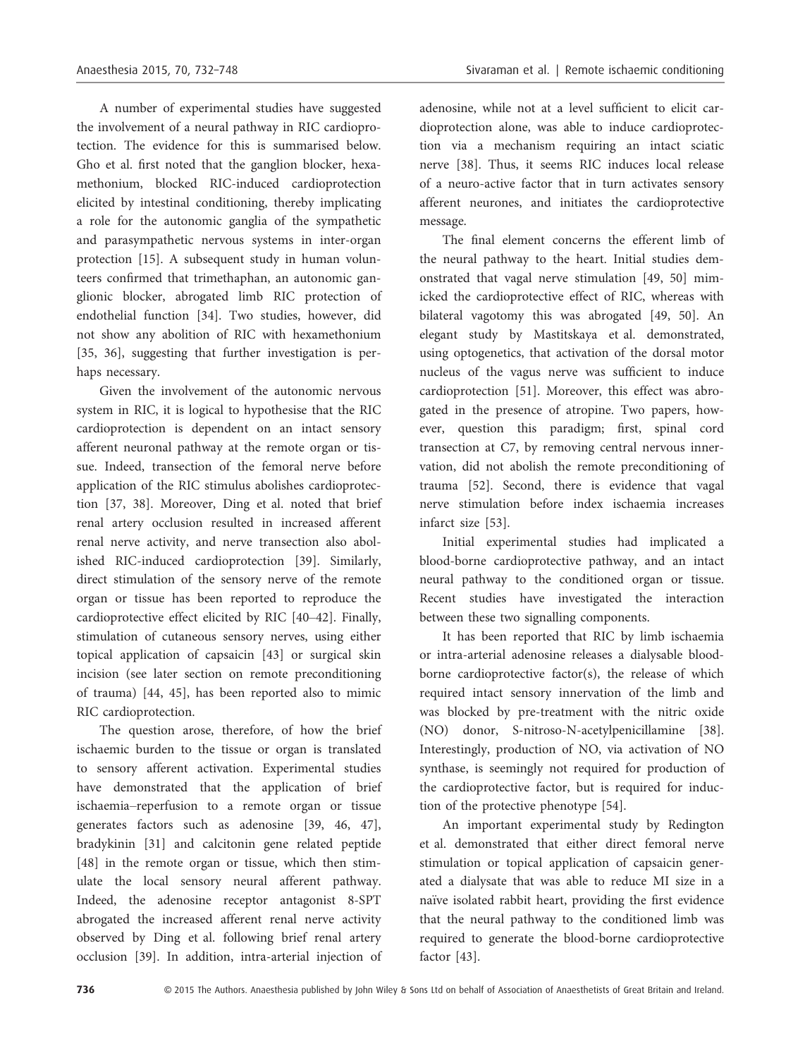A number of experimental studies have suggested the involvement of a neural pathway in RIC cardioprotection. The evidence for this is summarised below. Gho et al. first noted that the ganglion blocker, hexamethonium, blocked RIC-induced cardioprotection elicited by intestinal conditioning, thereby implicating a role for the autonomic ganglia of the sympathetic and parasympathetic nervous systems in inter-organ protection [15]. A subsequent study in human volunteers confirmed that trimethaphan, an autonomic ganglionic blocker, abrogated limb RIC protection of endothelial function [34]. Two studies, however, did not show any abolition of RIC with hexamethonium [35, 36], suggesting that further investigation is perhaps necessary.

Given the involvement of the autonomic nervous system in RIC, it is logical to hypothesise that the RIC cardioprotection is dependent on an intact sensory afferent neuronal pathway at the remote organ or tissue. Indeed, transection of the femoral nerve before application of the RIC stimulus abolishes cardioprotection [37, 38]. Moreover, Ding et al. noted that brief renal artery occlusion resulted in increased afferent renal nerve activity, and nerve transection also abolished RIC-induced cardioprotection [39]. Similarly, direct stimulation of the sensory nerve of the remote organ or tissue has been reported to reproduce the cardioprotective effect elicited by RIC [40–42]. Finally, stimulation of cutaneous sensory nerves, using either topical application of capsaicin [43] or surgical skin incision (see later section on remote preconditioning of trauma) [44, 45], has been reported also to mimic RIC cardioprotection.

The question arose, therefore, of how the brief ischaemic burden to the tissue or organ is translated to sensory afferent activation. Experimental studies have demonstrated that the application of brief ischaemia–reperfusion to a remote organ or tissue generates factors such as adenosine [39, 46, 47], bradykinin [31] and calcitonin gene related peptide [48] in the remote organ or tissue, which then stimulate the local sensory neural afferent pathway. Indeed, the adenosine receptor antagonist 8-SPT abrogated the increased afferent renal nerve activity observed by Ding et al. following brief renal artery occlusion [39]. In addition, intra-arterial injection of adenosine, while not at a level sufficient to elicit cardioprotection alone, was able to induce cardioprotection via a mechanism requiring an intact sciatic nerve [38]. Thus, it seems RIC induces local release of a neuro-active factor that in turn activates sensory afferent neurones, and initiates the cardioprotective message.

The final element concerns the efferent limb of the neural pathway to the heart. Initial studies demonstrated that vagal nerve stimulation [49, 50] mimicked the cardioprotective effect of RIC, whereas with bilateral vagotomy this was abrogated [49, 50]. An elegant study by Mastitskaya et al. demonstrated, using optogenetics, that activation of the dorsal motor nucleus of the vagus nerve was sufficient to induce cardioprotection [51]. Moreover, this effect was abrogated in the presence of atropine. Two papers, however, question this paradigm; first, spinal cord transection at C7, by removing central nervous innervation, did not abolish the remote preconditioning of trauma [52]. Second, there is evidence that vagal nerve stimulation before index ischaemia increases infarct size [53].

Initial experimental studies had implicated a blood-borne cardioprotective pathway, and an intact neural pathway to the conditioned organ or tissue. Recent studies have investigated the interaction between these two signalling components.

It has been reported that RIC by limb ischaemia or intra-arterial adenosine releases a dialysable blood-borne cardioprotective factor(s), the release of which required intact sensory innervation of the limb and was blocked by pre-treatment with the nitric oxide (NO) donor, S-nitroso-N-acetylpenicillamine [38]. Interestingly, production of NO, via activation of NO synthase, is seemingly not required for production of the cardioprotective factor, but is required for induction of the protective phenotype [54].

An important experimental study by Redington et al. demonstrated that either direct femoral nerve stimulation or topical application of capsaicin generated a dialysate that was able to reduce MI size in a naïve isolated rabbit heart, providing the first evidence that the neural pathway to the conditioned limb was required to generate the blood-borne cardioprotective factor [43].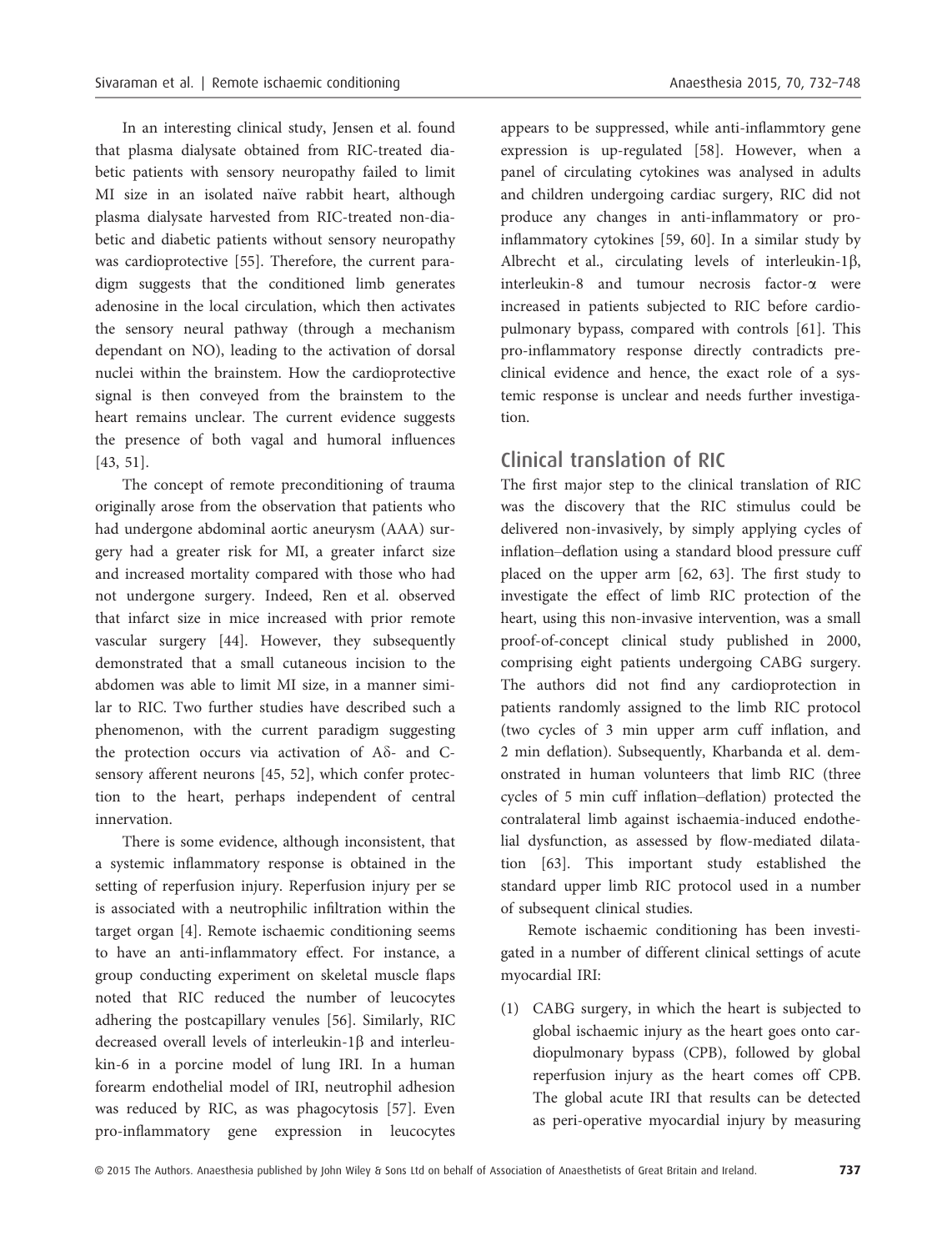In an interesting clinical study, Jensen et al. found that plasma dialysate obtained from RIC-treated diabetic patients with sensory neuropathy failed to limit MI size in an isolated naïve rabbit heart, although plasma dialysate harvested from RIC-treated non-diabetic and diabetic patients without sensory neuropathy was cardioprotective [55]. Therefore, the current paradigm suggests that the conditioned limb generates adenosine in the local circulation, which then activates the sensory neural pathway (through a mechanism dependant on NO), leading to the activation of dorsal nuclei within the brainstem. How the cardioprotective signal is then conveyed from the brainstem to the heart remains unclear. The current evidence suggests the presence of both vagal and humoral influences [43, 51].

The concept of remote preconditioning of trauma originally arose from the observation that patients who had undergone abdominal aortic aneurysm (AAA) surgery had a greater risk for MI, a greater infarct size and increased mortality compared with those who had not undergone surgery. Indeed, Ren et al. observed that infarct size in mice increased with prior remote vascular surgery [44]. However, they subsequently demonstrated that a small cutaneous incision to the abdomen was able to limit MI size, in a manner similar to RIC. Two further studies have described such a phenomenon, with the current paradigm suggesting the protection occurs via activation of Aδ- and C-sensory afferent neurons [45, 52], which confer protection to the heart, perhaps independent of central innervation.

There is some evidence, although inconsistent, that a systemic inflammatory response is obtained in the setting of reperfusion injury. Reperfusion injury per se is associated with a neutrophilic infiltration within the target organ [4]. Remote ischaemic conditioning seems to have an anti-inflammatory effect. For instance, a group conducting experiment on skeletal muscle flaps noted that RIC reduced the number of leucocytes adhering the postcapillary venules [56]. Similarly, RIC decreased overall levels of interleukin-1β and interleukin-6 in a porcine model of lung IRI. In a human forearm endothelial model of IRI, neutrophil adhesion was reduced by RIC, as was phagocytosis [57]. Even pro-inflammatory gene expression in leucocytes appears to be suppressed, while anti-inflammtory gene expression is up-regulated [58]. However, when a panel of circulating cytokines was analysed in adults and children undergoing cardiac surgery, RIC did not produce any changes in anti-inflammatory or pro-inflammatory cytokines [59, 60]. In a similar study by Albrecht et al., circulating levels of interleukin-1β, interleukin-8 and tumour necrosis factor-α were increased in patients subjected to RIC before cardiopulmonary bypass, compared with controls [61]. This pro-inflammatory response directly contradicts preclinical evidence and hence, the exact role of a systemic response is unclear and needs further investigation.

## Clinical translation of RIC

The first major step to the clinical translation of RIC was the discovery that the RIC stimulus could be delivered non-invasively, by simply applying cycles of inflation–deflation using a standard blood pressure cuff placed on the upper arm [62, 63]. The first study to investigate the effect of limb RIC protection of the heart, using this non-invasive intervention, was a small proof-of-concept clinical study published in 2000, comprising eight patients undergoing CABG surgery. The authors did not find any cardioprotection in patients randomly assigned to the limb RIC protocol (two cycles of 3 min upper arm cuff inflation, and 2 min deflation). Subsequently, Kharbanda et al. demonstrated in human volunteers that limb RIC (three cycles of 5 min cuff inflation–deflation) protected the contralateral limb against ischaemia-induced endothelial dysfunction, as assessed by flow-mediated dilatation [63]. This important study established the standard upper limb RIC protocol used in a number of subsequent clinical studies.

Remote ischaemic conditioning has been investigated in a number of different clinical settings of acute myocardial IRI:

(1) CABG surgery, in which the heart is subjected to global ischaemic injury as the heart goes onto cardiopulmonary bypass (CPB), followed by global reperfusion injury as the heart comes off CPB. The global acute IRI that results can be detected as peri-operative myocardial injury by measuring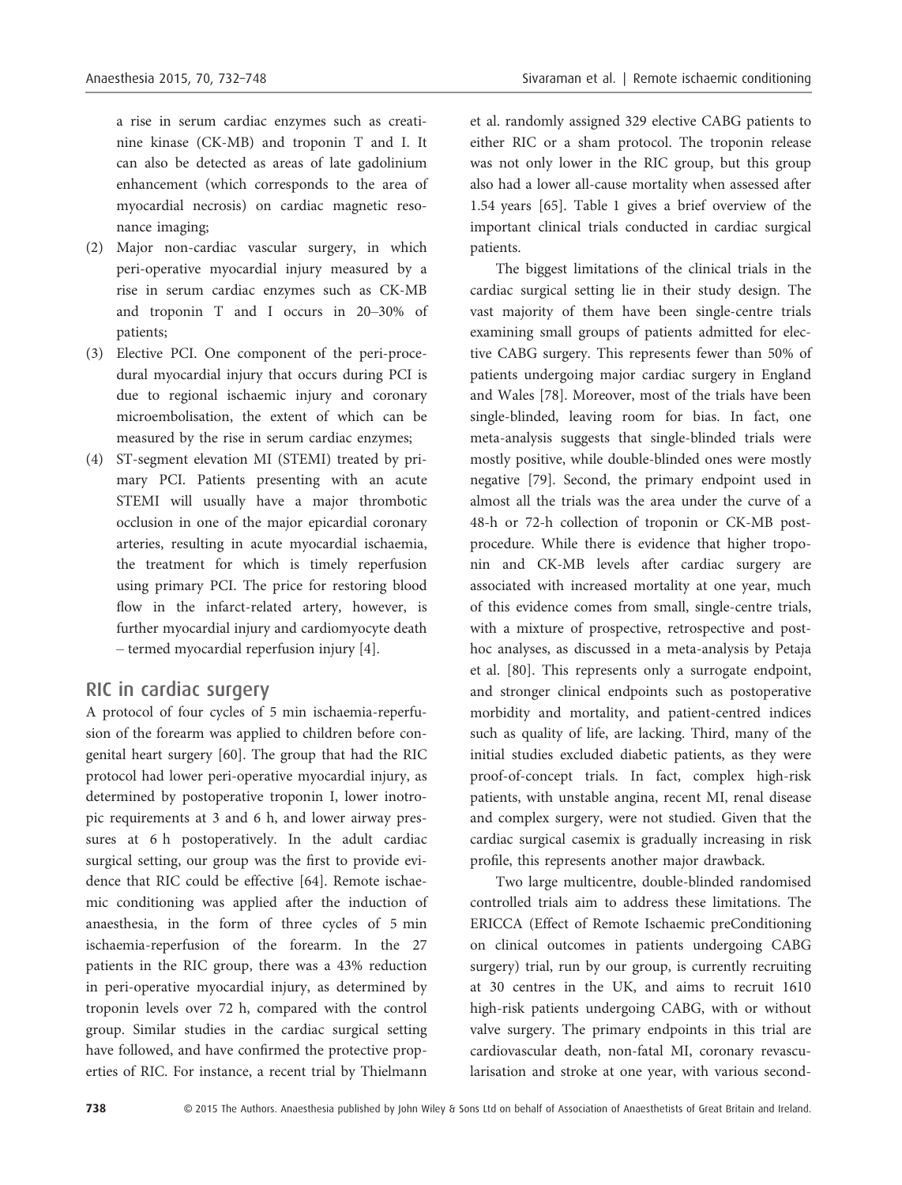a rise in serum cardiac enzymes such as creatinine kinase (CK-MB) and troponin T and I. It can also be detected as areas of late gadolinium enhancement (which corresponds to the area of myocardial necrosis) on cardiac magnetic resonance imaging;

(2) Major non-cardiac vascular surgery, in which peri-operative myocardial injury measured by a rise in serum cardiac enzymes such as CK-MB and troponin T and I occurs in 20–30% of patients;

(3) Elective PCI. One component of the peri-procedural myocardial injury that occurs during PCI is due to regional ischaemic injury and coronary microembolisation, the extent of which can be measured by the rise in serum cardiac enzymes;

(4) ST-segment elevation MI (STEMI) treated by primary PCI. Patients presenting with an acute STEMI will usually have a major thrombotic occlusion in one of the major epicardial coronary arteries, resulting in acute myocardial ischaemia, the treatment for which is timely reperfusion using primary PCI. The price for restoring blood flow in the infarct-related artery, however, is further myocardial injury and cardiomyocyte death – termed myocardial reperfusion injury [4].

## RIC in cardiac surgery

A protocol of four cycles of 5 min ischaemia-reperfusion of the forearm was applied to children before congenital heart surgery [60]. The group that had the RIC protocol had lower peri-operative myocardial injury, as determined by postoperative troponin I, lower inotropic requirements at 3 and 6 h, and lower airway pressures at 6 h postoperatively. In the adult cardiac surgical setting, our group was the first to provide evidence that RIC could be effective [64]. Remote ischaemic conditioning was applied after the induction of anaesthesia, in the form of three cycles of 5 min ischaemia-reperfusion of the forearm. In the 27 patients in the RIC group, there was a 43% reduction in peri-operative myocardial injury, as determined by troponin levels over 72 h, compared with the control group. Similar studies in the cardiac surgical setting have followed, and have confirmed the protective properties of RIC. For instance, a recent trial by Thielmann et al. randomly assigned 329 elective CABG patients to either RIC or a sham protocol. The troponin release was not only lower in the RIC group, but this group also had a lower all-cause mortality when assessed after 1.54 years [65]. Table 1 gives a brief overview of the important clinical trials conducted in cardiac surgical patients.

The biggest limitations of the clinical trials in the cardiac surgical setting lie in their study design. The vast majority of them have been single-centre trials examining small groups of patients admitted for elective CABG surgery. This represents fewer than 50% of patients undergoing major cardiac surgery in England and Wales [78]. Moreover, most of the trials have been single-blinded, leaving room for bias. In fact, one meta-analysis suggests that single-blinded trials were mostly positive, while double-blinded ones were mostly negative [79]. Second, the primary endpoint used in almost all the trials was the area under the curve of a 48-h or 72-h collection of troponin or CK-MB post-procedure. While there is evidence that higher troponin and CK-MB levels after cardiac surgery are associated with increased mortality at one year, much of this evidence comes from small, single-centre trials, with a mixture of prospective, retrospective and post-hoc analyses, as discussed in a meta-analysis by Petaja et al. [80]. This represents only a surrogate endpoint, and stronger clinical endpoints such as postoperative morbidity and mortality, and patient-centred indices such as quality of life, are lacking. Third, many of the initial studies excluded diabetic patients, as they were proof-of-concept trials. In fact, complex high-risk patients, with unstable angina, recent MI, renal disease and complex surgery, were not studied. Given that the cardiac surgical casemix is gradually increasing in risk profile, this represents another major drawback.

Two large multicentre, double-blinded randomised controlled trials aim to address these limitations. The ERICCA (Effect of Remote Ischaemic preConditioning on clinical outcomes in patients undergoing CABG surgery) trial, run by our group, is currently recruiting at 30 centres in the UK, and aims to recruit 1610 high-risk patients undergoing CABG, with or without valve surgery. The primary endpoints in this trial are cardiovascular death, non-fatal MI, coronary revascularisation and stroke at one year, with various second-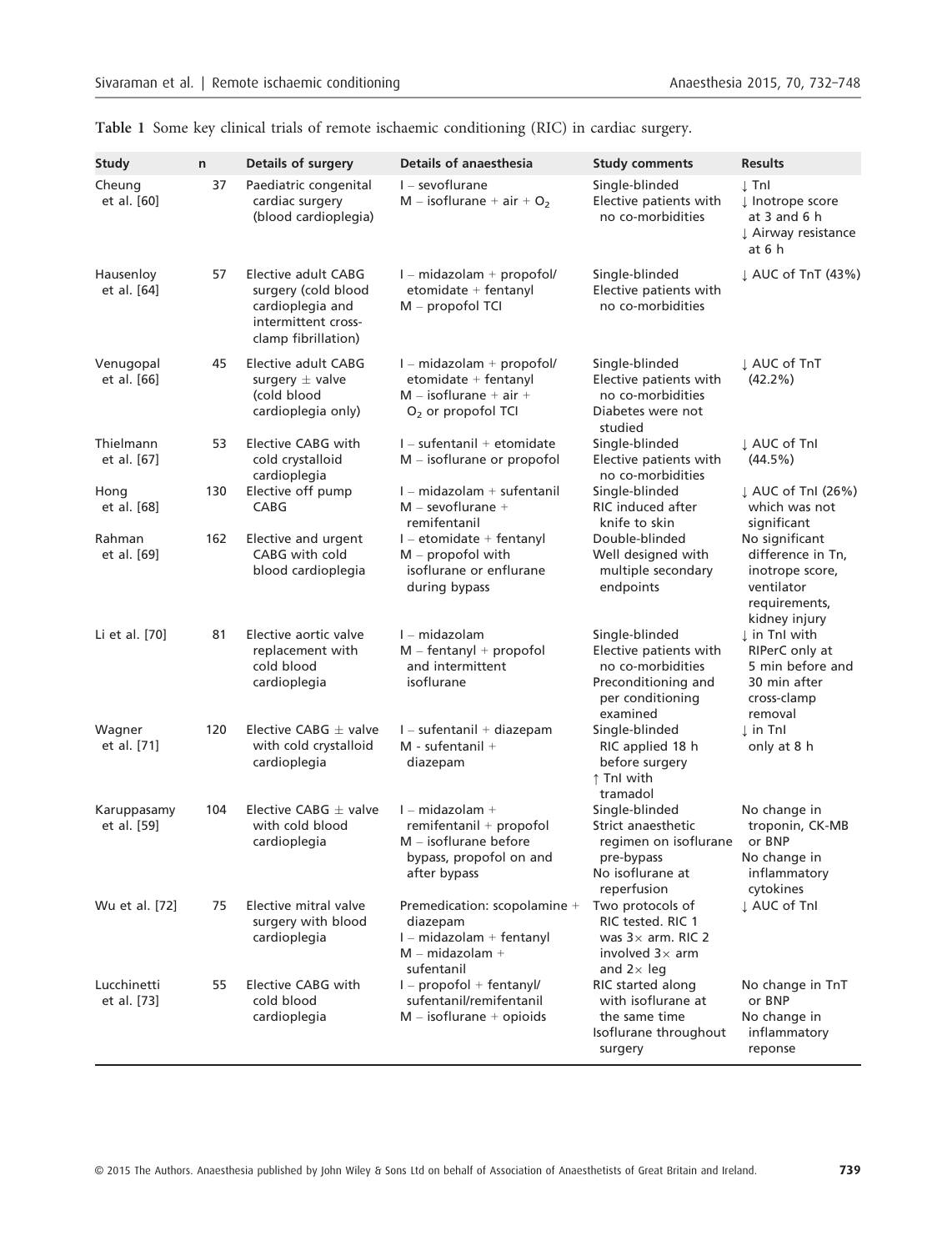**Table 1** Some key clinical trials of remote ischaemic conditioning (RIC) in cardiac surgery.

| Study | n | Details of surgery | Details of anaesthesia | Study comments | Results |
|---|---|---|---|---|---|
| Cheung et al. [60] | 37 | Paediatric congenital cardiac surgery (blood cardioplegia) | I – sevoflurane<br>M – isoflurane + air + $O_2$ | Single-blinded<br>Elective patients with no co-morbidities | ↓ TnI<br>↓ Inotrope score at 3 and 6 h<br>↓ Airway resistance at 6 h |
| Hausenloy et al. [64] | 57 | Elective adult CABG surgery (cold blood cardioplegia and intermittent cross-clamp fibrillation) | I – midazolam + propofol/ etomidate + fentanyl<br>M – propofol TCI | Single-blinded<br>Elective patients with no co-morbidities | ↓ AUC of TnT (43%) |
| Venugopal et al. [66] | 45 | Elective adult CABG surgery ± valve (cold blood cardioplegia only) | I – midazolam + propofol/ etomidate + fentanyl<br>M – isoflurane + air + $O_2$ or propofol TCI | Single-blinded<br>Elective patients with no co-morbidities<br>Diabetes were not studied | ↓ AUC of TnT (42.2%) |
| Thielmann et al. [67] | 53 | Elective CABG with cold crystalloid cardioplegia | I – sufentanil + etomidate<br>M – isoflurane or propofol | Single-blinded<br>Elective patients with no co-morbidities | ↓ AUC of TnI (44.5%) |
| Hong et al. [68] | 130 | Elective off pump CABG | I – midazolam + sufentanil<br>M – sevoflurane + remifentanil | Single-blinded<br>RIC induced after knife to skin | ↓ AUC of TnI (26%) which was not significant |
| Rahman et al. [69] | 162 | Elective and urgent CABG with cold blood cardioplegia | I – etomidate + fentanyl<br>M – propofol with isoflurane or enflurane during bypass | Double-blinded<br>Well designed with multiple secondary endpoints | No significant difference in Tn, inotrope score, ventilator requirements, kidney injury |
| Li et al. [70] | 81 | Elective aortic valve replacement with cold blood cardioplegia | I – midazolam<br>M – fentanyl + propofol and intermittent isoflurane | Single-blinded<br>Elective patients with no co-morbidities<br>Preconditioning and per conditioning examined | ↓ in TnI with RIPerC only at 5 min before and 30 min after cross-clamp removal |
| Wagner et al. [71] | 120 | Elective CABG ± valve with cold crystalloid cardioplegia | I – sufentanil + diazepam<br>M - sufentanil + diazepam | Single-blinded<br>RIC applied 18 h before surgery<br>↑ TnI with tramadol | ↓ in TnI only at 8 h |
| Karuppasamy et al. [59] | 104 | Elective CABG ± valve with cold blood cardioplegia | I – midazolam + remifentanil + propofol<br>M – isoflurane before bypass, propofol on and after bypass | Single-blinded<br>Strict anaesthetic regimen on isoflurane pre-bypass<br>No isoflurane at reperfusion | No change in troponin, CK-MB or BNP<br>No change in inflammatory cytokines |
| Wu et al. [72] | 75 | Elective mitral valve surgery with blood cardioplegia | Premedication: scopolamine + diazepam<br>I – midazolam + fentanyl<br>M – midazolam + sufentanil | Two protocols of RIC tested. RIC 1 was 3× arm. RIC 2 involved 3× arm and 2× leg | ↓ AUC of TnI |
| Lucchinetti et al. [73] | 55 | Elective CABG with cold blood cardioplegia | I – propofol + fentanyl/ sufentanil/remifentanil<br>M – isoflurane + opioids | RIC started along with isoflurane at the same time<br>Isoflurane throughout surgery | No change in TnT or BNP<br>No change in inflammatory reponse |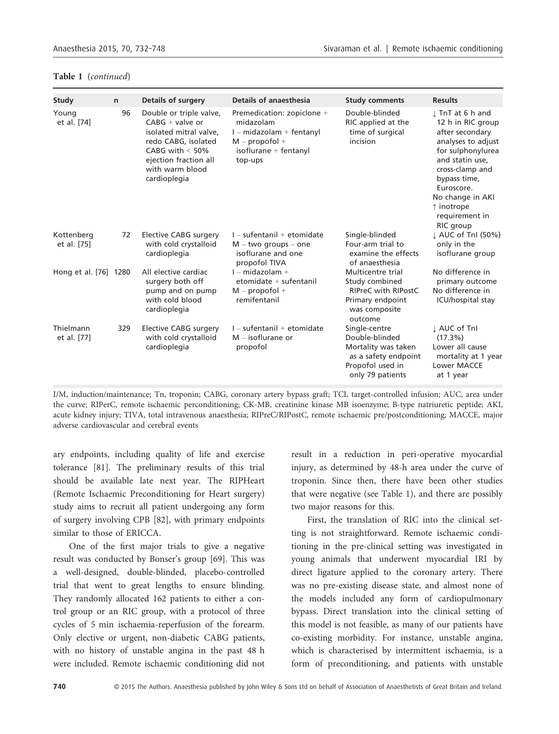**Table 1** (*continued*)

| Study | n | Details of surgery | Details of anaesthesia | Study comments | Results |
|---|---|---|---|---|---|
| Young et al. [74] | 96 | Double or triple valve, CABG + valve or isolated mitral valve, redo CABG, isolated CABG with < 50% ejection fraction all with warm blood cardioplegia | Premedication: zopiclone + midazolam<br>I – midazolam + fentanyl<br>M – propofol + isoflurane + fentanyl top-ups | Double-blinded<br>RIC applied at the time of surgical incision | ↓ TnT at 6 h and 12 h in RIC group after secondary analyses to adjust for sulphonylurea and statin use, cross-clamp and bypass time, Euroscore.<br>No change in AKI<br>↑ inotrope requirement in RIC group |
| Kottenberg et al. [75] | 72 | Elective CABG surgery with cold crystalloid cardioplegia | I – sufentanil + etomidate<br>M – two groups – one isoflurane and one propofol TIVA | Single-blinded<br>Four-arm trial to examine the effects of anaesthesia | ↓ AUC of TnI (50%) only in the isoflurane group |
| Hong et al. [76] | 1280 | All elective cardiac surgery both off pump and on pump with cold blood cardioplegia | I – midazolam + etomidate + sufentanil<br>M – propofol + remifentanil | Multicentre trial<br>Study combined RIPreC with RIPostC<br>Primary endpoint was composite outcome | No difference in primary outcome<br>No difference in ICU/hospital stay |
| Thielmann et al. [77] | 329 | Elective CABG surgery with cold crystalloid cardioplegia | I – sufentanil + etomidate<br>M – isoflurane or propofol | Single-centre<br>Double-blinded<br>Mortality was taken as a safety endpoint<br>Propofol used in only 79 patients | ↓ AUC of TnI (17.3%)<br>Lower all cause mortality at 1 year<br>Lower MACCE at 1 year |

I/M, induction/maintenance; Tn, troponin; CABG, coronary artery bypass graft; TCI, target-controlled infusion; AUC, area under the curve; RIPerC, remote ischaemic perconditioning; CK-MB, creatinine kinase MB isoenzyme; B-type natriuretic peptide; AKI, acute kidney injury; TIVA, total intravenous anaesthesia; RIPreC/RIPostC, remote ischaemic pre/postconditioning; MACCE, major adverse cardiovascular and cerebral events

ary endpoints, including quality of life and exercise tolerance [81]. The preliminary results of this trial should be available late next year. The RIPHeart (Remote Ischaemic Preconditioning for Heart surgery) study aims to recruit all patient undergoing any form of surgery involving CPB [82], with primary endpoints similar to those of ERICCA.

One of the first major trials to give a negative result was conducted by Bonser's group [69]. This was a well-designed, double-blinded, placebo-controlled trial that went to great lengths to ensure blinding. They randomly allocated 162 patients to either a control group or an RIC group, with a protocol of three cycles of 5 min ischaemia-reperfusion of the forearm. Only elective or urgent, non-diabetic CABG patients, with no history of unstable angina in the past 48 h were included. Remote ischaemic conditioning did not result in a reduction in peri-operative myocardial injury, as determined by 48-h area under the curve of troponin. Since then, there have been other studies that were negative (see Table 1), and there are possibly two major reasons for this.

First, the translation of RIC into the clinical setting is not straightforward. Remote ischaemic conditioning in the pre-clinical setting was investigated in young animals that underwent myocardial IRI by direct ligature applied to the coronary artery. There was no pre-existing disease state, and almost none of the models included any form of cardiopulmonary bypass. Direct translation into the clinical setting of this model is not feasible, as many of our patients have co-existing morbidity. For instance, unstable angina, which is characterised by intermittent ischaemia, is a form of preconditioning, and patients with unstable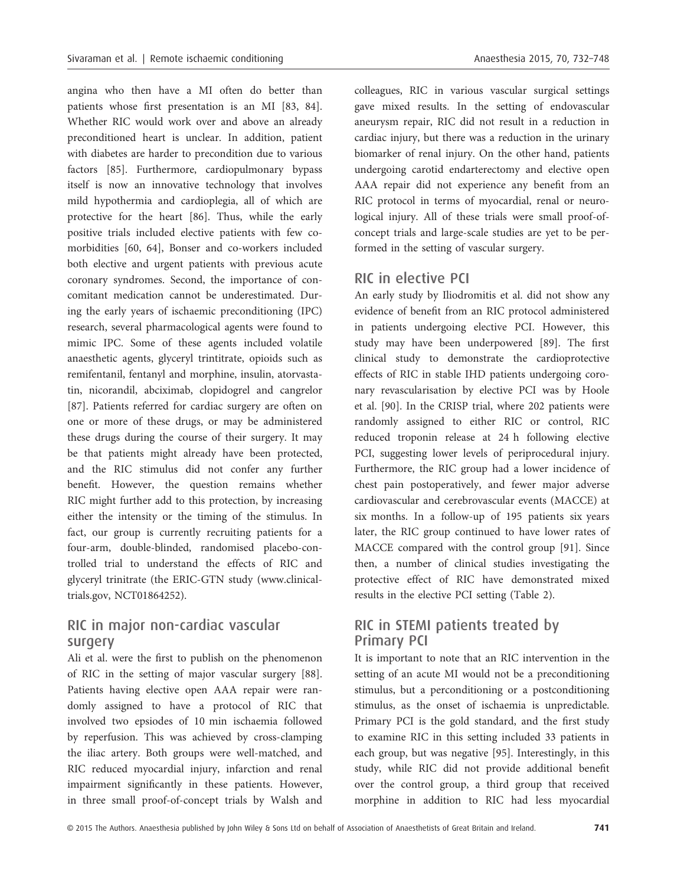angina who then have a MI often do better than patients whose first presentation is an MI [83, 84]. Whether RIC would work over and above an already preconditioned heart is unclear. In addition, patient with diabetes are harder to precondition due to various factors [85]. Furthermore, cardiopulmonary bypass itself is now an innovative technology that involves mild hypothermia and cardioplegia, all of which are protective for the heart [86]. Thus, while the early positive trials included elective patients with few co-morbidities [60, 64], Bonser and co-workers included both elective and urgent patients with previous acute coronary syndromes. Second, the importance of concomitant medication cannot be underestimated. During the early years of ischaemic preconditioning (IPC) research, several pharmacological agents were found to mimic IPC. Some of these agents included volatile anaesthetic agents, glyceryl trintitrate, opioids such as remifentanil, fentanyl and morphine, insulin, atorvastatin, nicorandil, abciximab, clopidogrel and cangrelor [87]. Patients referred for cardiac surgery are often on one or more of these drugs, or may be administered these drugs during the course of their surgery. It may be that patients might already have been protected, and the RIC stimulus did not confer any further benefit. However, the question remains whether RIC might further add to this protection, by increasing either the intensity or the timing of the stimulus. In fact, our group is currently recruiting patients for a four-arm, double-blinded, randomised placebo-controlled trial to understand the effects of RIC and glyceryl trinitrate (the ERIC-GTN study (www.clinicaltrials.gov, NCT01864252).

## RIC in major non-cardiac vascular surgery

Ali et al. were the first to publish on the phenomenon of RIC in the setting of major vascular surgery [88]. Patients having elective open AAA repair were randomly assigned to have a protocol of RIC that involved two epsiodes of 10 min ischaemia followed by reperfusion. This was achieved by cross-clamping the iliac artery. Both groups were well-matched, and RIC reduced myocardial injury, infarction and renal impairment significantly in these patients. However, in three small proof-of-concept trials by Walsh and colleagues, RIC in various vascular surgical settings gave mixed results. In the setting of endovascular aneurysm repair, RIC did not result in a reduction in cardiac injury, but there was a reduction in the urinary biomarker of renal injury. On the other hand, patients undergoing carotid endarterectomy and elective open AAA repair did not experience any benefit from an RIC protocol in terms of myocardial, renal or neurological injury. All of these trials were small proof-of-concept trials and large-scale studies are yet to be performed in the setting of vascular surgery.

## RIC in elective PCI

An early study by Iliodromitis et al. did not show any evidence of benefit from an RIC protocol administered in patients undergoing elective PCI. However, this study may have been underpowered [89]. The first clinical study to demonstrate the cardioprotective effects of RIC in stable IHD patients undergoing coronary revascularisation by elective PCI was by Hoole et al. [90]. In the CRISP trial, where 202 patients were randomly assigned to either RIC or control, RIC reduced troponin release at 24 h following elective PCI, suggesting lower levels of periprocedural injury. Furthermore, the RIC group had a lower incidence of chest pain postoperatively, and fewer major adverse cardiovascular and cerebrovascular events (MACCE) at six months. In a follow-up of 195 patients six years later, the RIC group continued to have lower rates of MACCE compared with the control group [91]. Since then, a number of clinical studies investigating the protective effect of RIC have demonstrated mixed results in the elective PCI setting (Table 2).

## RIC in STEMI patients treated by Primary PCI

It is important to note that an RIC intervention in the setting of an acute MI would not be a preconditioning stimulus, but a perconditioning or a postconditioning stimulus, as the onset of ischaemia is unpredictable. Primary PCI is the gold standard, and the first study to examine RIC in this setting included 33 patients in each group, but was negative [95]. Interestingly, in this study, while RIC did not provide additional benefit over the control group, a third group that received morphine in addition to RIC had less myocardial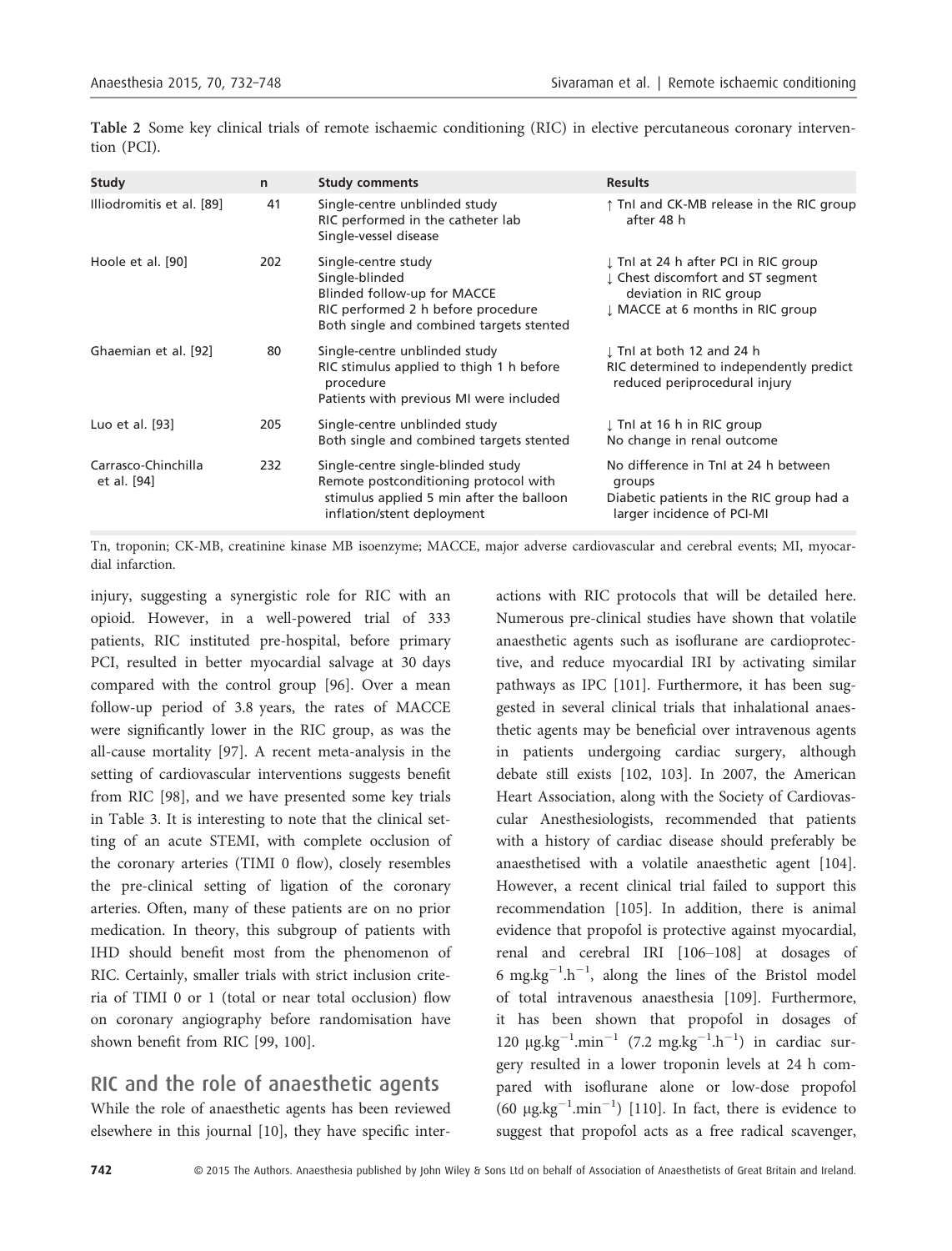Table 2 Some key clinical trials of remote ischaemic conditioning (RIC) in elective percutaneous coronary intervention (PCI).

| Study | n | Study comments | Results |
| --- | --- | --- | --- |
| Illiodromitis et al. [89] | 41 | Single-centre unblinded study<br>RIC performed in the catheter lab<br>Single-vessel disease | ↑ TnI and CK-MB release in the RIC group after 48 h |
| Hoole et al. [90] | 202 | Single-centre study<br>Single-blinded<br>Blinded follow-up for MACCE<br>RIC performed 2 h before procedure<br>Both single and combined targets stented | ↓ TnI at 24 h after PCI in RIC group<br>↓ Chest discomfort and ST segment deviation in RIC group<br>↓ MACCE at 6 months in RIC group |
| Ghaemian et al. [92] | 80 | Single-centre unblinded study<br>RIC stimulus applied to thigh 1 h before procedure<br>Patients with previous MI were included | ↓ TnI at both 12 and 24 h<br>RIC determined to independently predict reduced periprocedural injury |
| Luo et al. [93] | 205 | Single-centre unblinded study<br>Both single and combined targets stented | ↓ TnI at 16 h in RIC group<br>No change in renal outcome |
| Carrasco-Chinchilla et al. [94] | 232 | Single-centre single-blinded study<br>Remote postconditioning protocol with stimulus applied 5 min after the balloon inflation/stent deployment | No difference in TnI at 24 h between groups<br>Diabetic patients in the RIC group had a larger incidence of PCI-MI |

Tn, troponin; CK-MB, creatinine kinase MB isoenzyme; MACCE, major adverse cardiovascular and cerebral events; MI, myocardial infarction.

injury, suggesting a synergistic role for RIC with an opioid. However, in a well-powered trial of 333 patients, RIC instituted pre-hospital, before primary PCI, resulted in better myocardial salvage at 30 days compared with the control group [96]. Over a mean follow-up period of 3.8 years, the rates of MACCE were significantly lower in the RIC group, as was the all-cause mortality [97]. A recent meta-analysis in the setting of cardiovascular interventions suggests benefit from RIC [98], and we have presented some key trials in Table 3. It is interesting to note that the clinical setting of an acute STEMI, with complete occlusion of the coronary arteries (TIMI 0 flow), closely resembles the pre-clinical setting of ligation of the coronary arteries. Often, many of these patients are on no prior medication. In theory, this subgroup of patients with IHD should benefit most from the phenomenon of RIC. Certainly, smaller trials with strict inclusion criteria of TIMI 0 or 1 (total or near total occlusion) flow on coronary angiography before randomisation have shown benefit from RIC [99, 100].

## RIC and the role of anaesthetic agents

While the role of anaesthetic agents has been reviewed elsewhere in this journal [10], they have specific interactions with RIC protocols that will be detailed here. Numerous pre-clinical studies have shown that volatile anaesthetic agents such as isoflurane are cardioprotective, and reduce myocardial IRI by activating similar pathways as IPC [101]. Furthermore, it has been suggested in several clinical trials that inhalational anaesthetic agents may be beneficial over intravenous agents in patients undergoing cardiac surgery, although debate still exists [102, 103]. In 2007, the American Heart Association, along with the Society of Cardiovascular Anesthesiologists, recommended that patients with a history of cardiac disease should preferably be anaesthetised with a volatile anaesthetic agent [104]. However, a recent clinical trial failed to support this recommendation [105]. In addition, there is animal evidence that propofol is protective against myocardial, renal and cerebral IRI [106–108] at dosages of 6 $mg.kg^{-1}.h^{-1}$, along the lines of the Bristol model of total intravenous anaesthesia [109]. Furthermore, it has been shown that propofol in dosages of 120 $\mu g.kg^{-1}.min^{-1}$ (7.2 $mg.kg^{-1}.h^{-1}$) in cardiac surgery resulted in a lower troponin levels at 24 h compared with isoflurane alone or low-dose propofol (60 $\mu g.kg^{-1}.min^{-1}$) [110]. In fact, there is evidence to suggest that propofol acts as a free radical scavenger,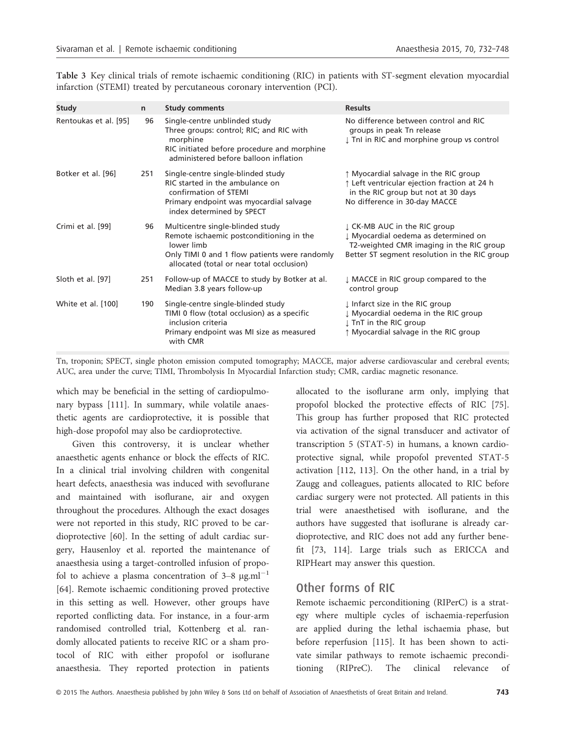Table 3 Key clinical trials of remote ischaemic conditioning (RIC) in patients with ST-segment elevation myocardial infarction (STEMI) treated by percutaneous coronary intervention (PCI).

| Study | n | Study comments | Results |
|---|---|---|---|
| Rentoukas et al. [95] | 96 | Single-centre unblinded study<br>Three groups: control; RIC; and RIC with morphine<br>RIC initiated before procedure and morphine administered before balloon inflation | No difference between control and RIC groups in peak Tn release<br>↓ TnI in RIC and morphine group vs control |
| Botker et al. [96] | 251 | Single-centre single-blinded study<br>RIC started in the ambulance on confirmation of STEMI<br>Primary endpoint was myocardial salvage index determined by SPECT | ↑ Myocardial salvage in the RIC group<br>↑ Left ventricular ejection fraction at 24 h in the RIC group but not at 30 days<br>No difference in 30-day MACCE |
| Crimi et al. [99] | 96 | Multicentre single-blinded study<br>Remote ischaemic postconditioning in the lower limb<br>Only TIMI 0 and 1 flow patients were randomly allocated (total or near total occlusion) | ↓ CK-MB AUC in the RIC group<br>↓ Myocardial oedema as determined on T2-weighted CMR imaging in the RIC group<br>Better ST segment resolution in the RIC group |
| Sloth et al. [97] | 251 | Follow-up of MACCE to study by Botker at al.<br>Median 3.8 years follow-up | ↓ MACCE in RIC group compared to the control group |
| White et al. [100] | 190 | Single-centre single-blinded study<br>TIMI 0 flow (total occlusion) as a specific inclusion criteria<br>Primary endpoint was MI size as measured with CMR | ↓ Infarct size in the RIC group<br>↓ Myocardial oedema in the RIC group<br>↓ TnT in the RIC group<br>↑ Myocardial salvage in the RIC group |

Tn, troponin; SPECT, single photon emission computed tomography; MACCE, major adverse cardiovascular and cerebral events; AUC, area under the curve; TIMI, Thrombolysis In Myocardial Infarction study; CMR, cardiac magnetic resonance.

which may be beneficial in the setting of cardiopulmonary bypass [111]. In summary, while volatile anaesthetic agents are cardioprotective, it is possible that high-dose propofol may also be cardioprotective.

Given this controversy, it is unclear whether anaesthetic agents enhance or block the effects of RIC. In a clinical trial involving children with congenital heart defects, anaesthesia was induced with sevoflurane and maintained with isoflurane, air and oxygen throughout the procedures. Although the exact dosages were not reported in this study, RIC proved to be cardioprotective [60]. In the setting of adult cardiac surgery, Hausenloy et al. reported the maintenance of anaesthesia using a target-controlled infusion of propofol to achieve a plasma concentration of 3–8 μg.ml$^{-1}$ [64]. Remote ischaemic conditioning proved protective in this setting as well. However, other groups have reported conflicting data. For instance, in a four-arm randomised controlled trial, Kottenberg et al. randomly allocated patients to receive RIC or a sham protocol of RIC with either propofol or isoflurane anaesthesia. They reported protection in patients allocated to the isoflurane arm only, implying that propofol blocked the protective effects of RIC [75]. This group has further proposed that RIC protected via activation of the signal transducer and activator of transcription 5 (STAT-5) in humans, a known cardioprotective signal, while propofol prevented STAT-5 activation [112, 113]. On the other hand, in a trial by Zaugg and colleagues, patients allocated to RIC before cardiac surgery were not protected. All patients in this trial were anaesthetised with isoflurane, and the authors have suggested that isoflurane is already cardioprotective, and RIC does not add any further benefit [73, 114]. Large trials such as ERICCA and RIPHeart may answer this question.

## Other forms of RIC

Remote ischaemic perconditioning (RIPerC) is a strategy where multiple cycles of ischaemia-reperfusion are applied during the lethal ischaemia phase, but before reperfusion [115]. It has been shown to activate similar pathways to remote ischaemic preconditioning (RIPreC). The clinical relevance of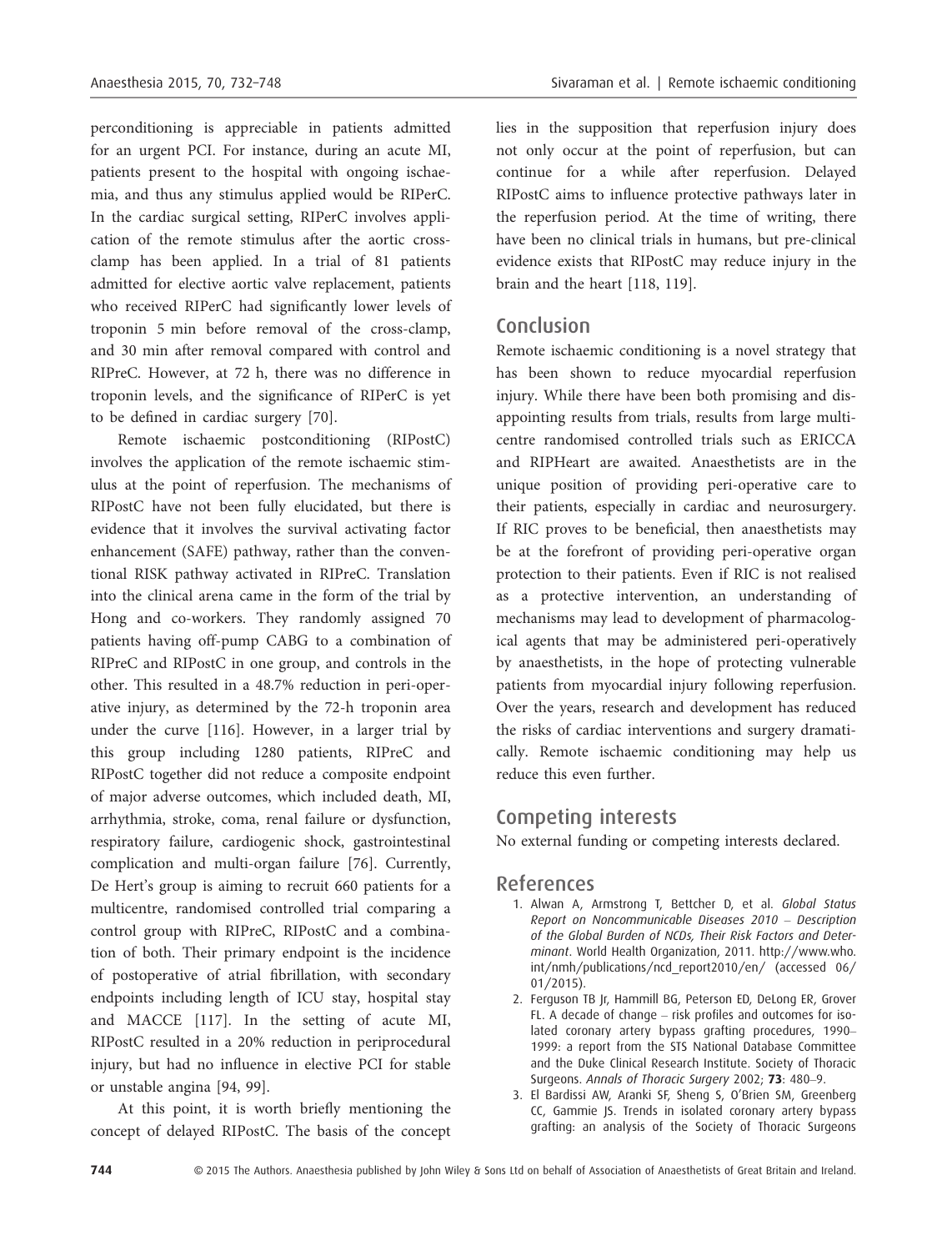perconditioning is appreciable in patients admitted for an urgent PCI. For instance, during an acute MI, patients present to the hospital with ongoing ischaemia, and thus any stimulus applied would be RIPerC. In the cardiac surgical setting, RIPerC involves application of the remote stimulus after the aortic cross-clamp has been applied. In a trial of 81 patients admitted for elective aortic valve replacement, patients who received RIPerC had significantly lower levels of troponin 5 min before removal of the cross-clamp, and 30 min after removal compared with control and RIPreC. However, at 72 h, there was no difference in troponin levels, and the significance of RIPerC is yet to be defined in cardiac surgery [70].

Remote ischaemic postconditioning (RIPostC) involves the application of the remote ischaemic stimulus at the point of reperfusion. The mechanisms of RIPostC have not been fully elucidated, but there is evidence that it involves the survival activating factor enhancement (SAFE) pathway, rather than the conventional RISK pathway activated in RIPreC. Translation into the clinical arena came in the form of the trial by Hong and co-workers. They randomly assigned 70 patients having off-pump CABG to a combination of RIPreC and RIPostC in one group, and controls in the other. This resulted in a 48.7% reduction in peri-operative injury, as determined by the 72-h troponin area under the curve [116]. However, in a larger trial by this group including 1280 patients, RIPreC and RIPostC together did not reduce a composite endpoint of major adverse outcomes, which included death, MI, arrhythmia, stroke, coma, renal failure or dysfunction, respiratory failure, cardiogenic shock, gastrointestinal complication and multi-organ failure [76]. Currently, De Hert's group is aiming to recruit 660 patients for a multicentre, randomised controlled trial comparing a control group with RIPreC, RIPostC and a combination of both. Their primary endpoint is the incidence of postoperative of atrial fibrillation, with secondary endpoints including length of ICU stay, hospital stay and MACCE [117]. In the setting of acute MI, RIPostC resulted in a 20% reduction in periprocedural injury, but had no influence in elective PCI for stable or unstable angina [94, 99].

At this point, it is worth briefly mentioning the concept of delayed RIPostC. The basis of the concept lies in the supposition that reperfusion injury does not only occur at the point of reperfusion, but can continue for a while after reperfusion. Delayed RIPostC aims to influence protective pathways later in the reperfusion period. At the time of writing, there have been no clinical trials in humans, but pre-clinical evidence exists that RIPostC may reduce injury in the brain and the heart [118, 119].

## Conclusion

Remote ischaemic conditioning is a novel strategy that has been shown to reduce myocardial reperfusion injury. While there have been both promising and disappointing results from trials, results from large multicentre randomised controlled trials such as ERICCA and RIPHeart are awaited. Anaesthetists are in the unique position of providing peri-operative care to their patients, especially in cardiac and neurosurgery. If RIC proves to be beneficial, then anaesthetists may be at the forefront of providing peri-operative organ protection to their patients. Even if RIC is not realised as a protective intervention, an understanding of mechanisms may lead to development of pharmacological agents that may be administered peri-operatively by anaesthetists, in the hope of protecting vulnerable patients from myocardial injury following reperfusion. Over the years, research and development has reduced the risks of cardiac interventions and surgery dramatically. Remote ischaemic conditioning may help us reduce this even further.

## Competing interests

No external funding or competing interests declared.

## References

1. Alwan A, Armstrong T, Bettcher D, et al. *Global Status Report on Noncommunicable Diseases 2010 – Description of the Global Burden of NCDs, Their Risk Factors and Determinant*. World Health Organization, 2011. http://www.who.int/nmh/publications/ncd_report2010/en/ (accessed 06/01/2015).
2. Ferguson TB Jr, Hammill BG, Peterson ED, DeLong ER, Grover FL. A decade of change – risk profiles and outcomes for isolated coronary artery bypass grafting procedures, 1990–1999: a report from the STS National Database Committee and the Duke Clinical Research Institute. Society of Thoracic Surgeons. *Annals of Thoracic Surgery* 2002; **73**: 480–9.
3. El Bardissi AW, Aranki SF, Sheng S, O'Brien SM, Greenberg CC, Gammie JS. Trends in isolated coronary artery bypass grafting: an analysis of the Society of Thoracic Surgeons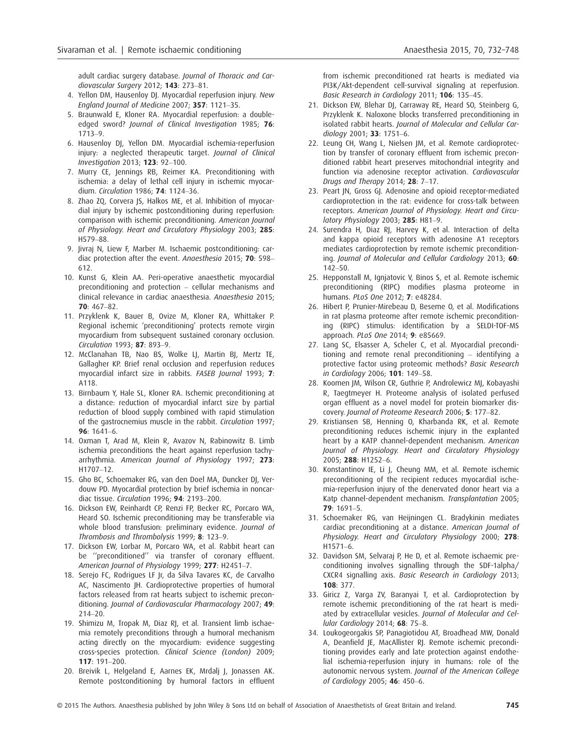adult cardiac surgery database. *Journal of Thoracic and Cardiovascular Surgery* 2012; **143**: 273–81.

4. Yellon DM, Hausenloy DJ. Myocardial reperfusion injury. *New England Journal of Medicine* 2007; **357**: 1121–35.
5. Braunwald E, Kloner RA. Myocardial reperfusion: a double-edged sword? *Journal of Clinical Investigation* 1985; **76**: 1713–9.
6. Hausenloy DJ, Yellon DM. Myocardial ischemia-reperfusion injury: a neglected therapeutic target. *Journal of Clinical Investigation* 2013; **123**: 92–100.
7. Murry CE, Jennings RB, Reimer KA. Preconditioning with ischemia: a delay of lethal cell injury in ischemic myocardium. *Circulation* 1986; **74**: 1124–36.
8. Zhao ZQ, Corvera JS, Halkos ME, et al. Inhibition of myocardial injury by ischemic postconditioning during reperfusion: comparison with ischemic preconditioning. *American Journal of Physiology. Heart and Circulatory Physiology* 2003; **285**: H579–88.
9. Jivraj N, Liew F, Marber M. Ischaemic postconditioning: cardiac protection after the event. *Anaesthesia* 2015; **70**: 598–612.
10. Kunst G, Klein AA. Peri-operative anaesthetic myocardial preconditioning and protection – cellular mechanisms and clinical relevance in cardiac anaesthesia. *Anaesthesia* 2015; **70**: 467–82.
11. Przyklenk K, Bauer B, Ovize M, Kloner RA, Whittaker P. Regional ischemic 'preconditioning' protects remote virgin myocardium from subsequent sustained coronary occlusion. *Circulation* 1993; **87**: 893–9.
12. McClanahan TB, Nao BS, Wolke LJ, Martin BJ, Mertz TE, Gallagher KP. Brief renal occlusion and reperfusion reduces myocardial infarct size in rabbits. *FASEB Journal* 1993; **7**: A118.
13. Birnbaum Y, Hale SL, Kloner RA. Ischemic preconditioning at a distance: reduction of myocardial infarct size by partial reduction of blood supply combined with rapid stimulation of the gastrocnemius muscle in the rabbit. *Circulation* 1997; **96**: 1641–6.
14. Oxman T, Arad M, Klein R, Avazov N, Rabinowitz B. Limb ischemia preconditions the heart against reperfusion tachyarrhythmia. *American Journal of Physiology* 1997; **273**: H1707–12.
15. Gho BC, Schoemaker RG, van den Doel MA, Duncker DJ, Verdouw PD. Myocardial protection by brief ischemia in noncardiac tissue. *Circulation* 1996; **94**: 2193–200.
16. Dickson EW, Reinhardt CP, Renzi FP, Becker RC, Porcaro WA, Heard SO. Ischemic preconditioning may be transferable via whole blood transfusion: preliminary evidence. *Journal of Thrombosis and Thrombolysis* 1999; **8**: 123–9.
17. Dickson EW, Lorbar M, Porcaro WA, et al. Rabbit heart can be ''preconditioned'' via transfer of coronary effluent. *American Journal of Physiology* 1999; **277**: H2451–7.
18. Serejo FC, Rodrigues LF Jr, da Silva Tavares KC, de Carvalho AC, Nascimento JH. Cardioprotective properties of humoral factors released from rat hearts subject to ischemic preconditioning. *Journal of Cardiovascular Pharmacology* 2007; **49**: 214–20.
19. Shimizu M, Tropak M, Diaz RJ, et al. Transient limb ischaemia remotely preconditions through a humoral mechanism acting directly on the myocardium: evidence suggesting cross-species protection. *Clinical Science (London)* 2009; **117**: 191–200.
20. Breivik L, Helgeland E, Aarnes EK, Mrdalj J, Jonassen AK. Remote postconditioning by humoral factors in effluent from ischemic preconditioned rat hearts is mediated via PI3K/Akt-dependent cell-survival signaling at reperfusion. *Basic Research in Cardiology* 2011; **106**: 135–45.
21. Dickson EW, Blehar DJ, Carraway RE, Heard SO, Steinberg G, Przyklenk K. Naloxone blocks transferred preconditioning in isolated rabbit hearts. *Journal of Molecular and Cellular Cardiology* 2001; **33**: 1751–6.
22. Leung CH, Wang L, Nielsen JM, et al. Remote cardioprotection by transfer of coronary effluent from ischemic preconditioned rabbit heart preserves mitochondrial integrity and function via adenosine receptor activation. *Cardiovascular Drugs and Therapy* 2014; **28**: 7–17.
23. Peart JN, Gross GJ. Adenosine and opioid receptor-mediated cardioprotection in the rat: evidence for cross-talk between receptors. *American Journal of Physiology. Heart and Circulatory Physiology* 2003; **285**: H81–9.
24. Surendra H, Diaz RJ, Harvey K, et al. Interaction of delta and kappa opioid receptors with adenosine A1 receptors mediates cardioprotection by remote ischemic preconditioning. *Journal of Molecular and Cellular Cardiology* 2013; **60**: 142–50.
25. Hepponstall M, Ignjatovic V, Binos S, et al. Remote ischemic preconditioning (RIPC) modifies plasma proteome in humans. *PLoS One* 2012; **7**: e48284.
26. Hibert P, Prunier-Mirebeau D, Beseme O, et al. Modifications in rat plasma proteome after remote ischemic preconditioning (RIPC) stimulus: identification by a SELDI-TOF-MS approach. *PLoS One* 2014; **9**: e85669.
27. Lang SC, Elsasser A, Scheler C, et al. Myocardial preconditioning and remote renal preconditioning – identifying a protective factor using proteomic methods? *Basic Research in Cardiology* 2006; **101**: 149–58.
28. Koomen JM, Wilson CR, Guthrie P, Androlewicz MJ, Kobayashi R, Taegtmeyer H. Proteome analysis of isolated perfused organ effluent as a novel model for protein biomarker discovery. *Journal of Proteome Research* 2006; **5**: 177–82.
29. Kristiansen SB, Henning O, Kharbanda RK, et al. Remote preconditioning reduces ischemic injury in the explanted heart by a KATP channel-dependent mechanism. *American Journal of Physiology. Heart and Circulatory Physiology* 2005; **288**: H1252–6.
30. Konstantinov IE, Li J, Cheung MM, et al. Remote ischemic preconditioning of the recipient reduces myocardial ischemia-reperfusion injury of the denervated donor heart via a Katp channel-dependent mechanism. *Transplantation* 2005; **79**: 1691–5.
31. Schoemaker RG, van Heijningen CL. Bradykinin mediates cardiac preconditioning at a distance. *American Journal of Physiology. Heart and Circulatory Physiology* 2000; **278**: H1571–6.
32. Davidson SM, Selvaraj P, He D, et al. Remote ischaemic preconditioning involves signalling through the SDF-1alpha/CXCR4 signalling axis. *Basic Research in Cardiology* 2013; **108**: 377.
33. Giricz Z, Varga ZV, Baranyai T, et al. Cardioprotection by remote ischemic preconditioning of the rat heart is mediated by extracellular vesicles. *Journal of Molecular and Cellular Cardiology* 2014; **68**: 75–8.
34. Loukogeorgakis SP, Panagiotidou AT, Broadhead MW, Donald A, Deanfield JE, MacAllister RJ. Remote ischemic preconditioning provides early and late protection against endothelial ischemia-reperfusion injury in humans: role of the autonomic nervous system. *Journal of the American College of Cardiology* 2005; **46**: 450–6.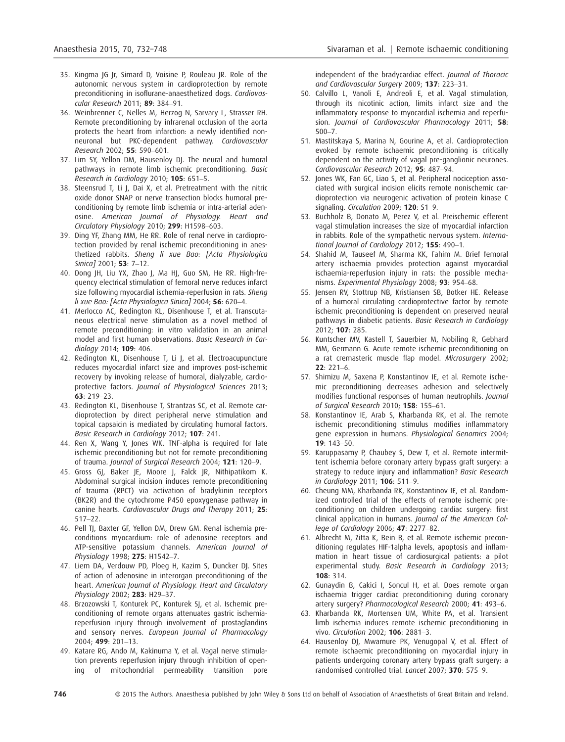35. Kingma JG Jr, Simard D, Voisine P, Rouleau JR. Role of the autonomic nervous system in cardioprotection by remote preconditioning in isoflurane-anaesthetized dogs. *Cardiovascular Research* 2011; **89**: 384–91.
36. Weinbrenner C, Nelles M, Herzog N, Sarvary L, Strasser RH. Remote preconditioning by infrarenal occlusion of the aorta protects the heart from infarction: a newly identified non-neuronal but PKC-dependent pathway. *Cardiovascular Research* 2002; **55**: 590–601.
37. Lim SY, Yellon DM, Hausenloy DJ. The neural and humoral pathways in remote limb ischemic preconditioning. *Basic Research in Cardiology* 2010; **105**: 651–5.
38. Steensrud T, Li J, Dai X, et al. Pretreatment with the nitric oxide donor SNAP or nerve transection blocks humoral preconditioning by remote limb ischemia or intra-arterial adenosine. *American Journal of Physiology. Heart and Circulatory Physiology* 2010; **299**: H1598–603.
39. Ding YF, Zhang MM, He RR. Role of renal nerve in cardioprotection provided by renal ischemic preconditioning in anesthetized rabbits. *Sheng li xue Bao: [Acta Physiologica Sinica]* 2001; **53**: 7–12.
40. Dong JH, Liu YX, Zhao J, Ma HJ, Guo SM, He RR. High-frequency electrical stimulation of femoral nerve reduces infarct size following myocardial ischemia-reperfusion in rats. *Sheng li xue Bao: [Acta Physiologica Sinica]* 2004; **56**: 620–4.
41. Merlocco AC, Redington KL, Disenhouse T, et al. Transcutaneous electrical nerve stimulation as a novel method of remote preconditioning: in vitro validation in an animal model and first human observations. *Basic Research in Cardiology* 2014; **109**: 406.
42. Redington KL, Disenhouse T, Li J, et al. Electroacupuncture reduces myocardial infarct size and improves post-ischemic recovery by invoking release of humoral, dialyzable, cardioprotective factors. *Journal of Physiological Sciences* 2013; **63**: 219–23.
43. Redington KL, Disenhouse T, Strantzas SC, et al. Remote cardioprotection by direct peripheral nerve stimulation and topical capsaicin is mediated by circulating humoral factors. *Basic Research in Cardiology* 2012; **107**: 241.
44. Ren X, Wang Y, Jones WK. TNF-alpha is required for late ischemic preconditioning but not for remote preconditioning of trauma. *Journal of Surgical Research* 2004; **121**: 120–9.
45. Gross GJ, Baker JE, Moore J, Falck JR, Nithipatikom K. Abdominal surgical incision induces remote preconditioning of trauma (RPCT) via activation of bradykinin receptors (BK2R) and the cytochrome P450 epoxygenase pathway in canine hearts. *Cardiovascular Drugs and Therapy* 2011; **25**: 517–22.
46. Pell TJ, Baxter GF, Yellon DM, Drew GM. Renal ischemia preconditions myocardium: role of adenosine receptors and ATP-sensitive potassium channels. *American Journal of Physiology* 1998; **275**: H1542–7.
47. Liem DA, Verdouw PD, Ploeg H, Kazim S, Duncker DJ. Sites of action of adenosine in interorgan preconditioning of the heart. *American Journal of Physiology. Heart and Circulatory Physiology* 2002; **283**: H29–37.
48. Brzozowski T, Konturek PC, Konturek SJ, et al. Ischemic preconditioning of remote organs attenuates gastric ischemia-reperfusion injury through involvement of prostaglandins and sensory nerves. *European Journal of Pharmacology* 2004; **499**: 201–13.
49. Katare RG, Ando M, Kakinuma Y, et al. Vagal nerve stimulation prevents reperfusion injury through inhibition of opening of mitochondrial permeability transition pore independent of the bradycardiac effect. *Journal of Thoracic and Cardiovascular Surgery* 2009; **137**: 223–31.
50. Calvillo L, Vanoli E, Andreoli E, et al. Vagal stimulation, through its nicotinic action, limits infarct size and the inflammatory response to myocardial ischemia and reperfusion. *Journal of Cardiovascular Pharmacology* 2011; **58**: 500–7.
51. Mastitskaya S, Marina N, Gourine A, et al. Cardioprotection evoked by remote ischaemic preconditioning is critically dependent on the activity of vagal pre-ganglionic neurones. *Cardiovascular Research* 2012; **95**: 487–94.
52. Jones WK, Fan GC, Liao S, et al. Peripheral nociception associated with surgical incision elicits remote nonischemic cardioprotection via neurogenic activation of protein kinase C signaling. *Circulation* 2009; **120**: S1–9.
53. Buchholz B, Donato M, Perez V, et al. Preischemic efferent vagal stimulation increases the size of myocardial infarction in rabbits. Role of the sympathetic nervous system. *International Journal of Cardiology* 2012; **155**: 490–1.
54. Shahid M, Tauseef M, Sharma KK, Fahim M. Brief femoral artery ischaemia provides protection against myocardial ischaemia-reperfusion injury in rats: the possible mechanisms. *Experimental Physiology* 2008; **93**: 954–68.
55. Jensen RV, Stottrup NB, Kristiansen SB, Botker HE. Release of a humoral circulating cardioprotective factor by remote ischemic preconditioning is dependent on preserved neural pathways in diabetic patients. *Basic Research in Cardiology* 2012; **107**: 285.
56. Kuntscher MV, Kastell T, Sauerbier M, Nobiling R, Gebhard MM, Germann G. Acute remote ischemic preconditioning on a rat cremasteric muscle flap model. *Microsurgery* 2002; **22**: 221–6.
57. Shimizu M, Saxena P, Konstantinov IE, et al. Remote ischemic preconditioning decreases adhesion and selectively modifies functional responses of human neutrophils. *Journal of Surgical Research* 2010; **158**: 155–61.
58. Konstantinov IE, Arab S, Kharbanda RK, et al. The remote ischemic preconditioning stimulus modifies inflammatory gene expression in humans. *Physiological Genomics* 2004; **19**: 143–50.
59. Karuppasamy P, Chaubey S, Dew T, et al. Remote intermittent ischemia before coronary artery bypass graft surgery: a strategy to reduce injury and inflammation? *Basic Research in Cardiology* 2011; **106**: 511–9.
60. Cheung MM, Kharbanda RK, Konstantinov IE, et al. Randomized controlled trial of the effects of remote ischemic preconditioning on children undergoing cardiac surgery: first clinical application in humans. *Journal of the American College of Cardiology* 2006; **47**: 2277–82.
61. Albrecht M, Zitta K, Bein B, et al. Remote ischemic preconditioning regulates HIF-1alpha levels, apoptosis and inflammation in heart tissue of cardiosurgical patients: a pilot experimental study. *Basic Research in Cardiology* 2013; **108**: 314.
62. Gunaydin B, Cakici I, Soncul H, et al. Does remote organ ischaemia trigger cardiac preconditioning during coronary artery surgery? *Pharmacological Research* 2000; **41**: 493–6.
63. Kharbanda RK, Mortensen UM, White PA, et al. Transient limb ischemia induces remote ischemic preconditioning in vivo. *Circulation* 2002; **106**: 2881–3.
64. Hausenloy DJ, Mwamure PK, Venugopal V, et al. Effect of remote ischaemic preconditioning on myocardial injury in patients undergoing coronary artery bypass graft surgery: a randomised controlled trial. *Lancet* 2007; **370**: 575–9.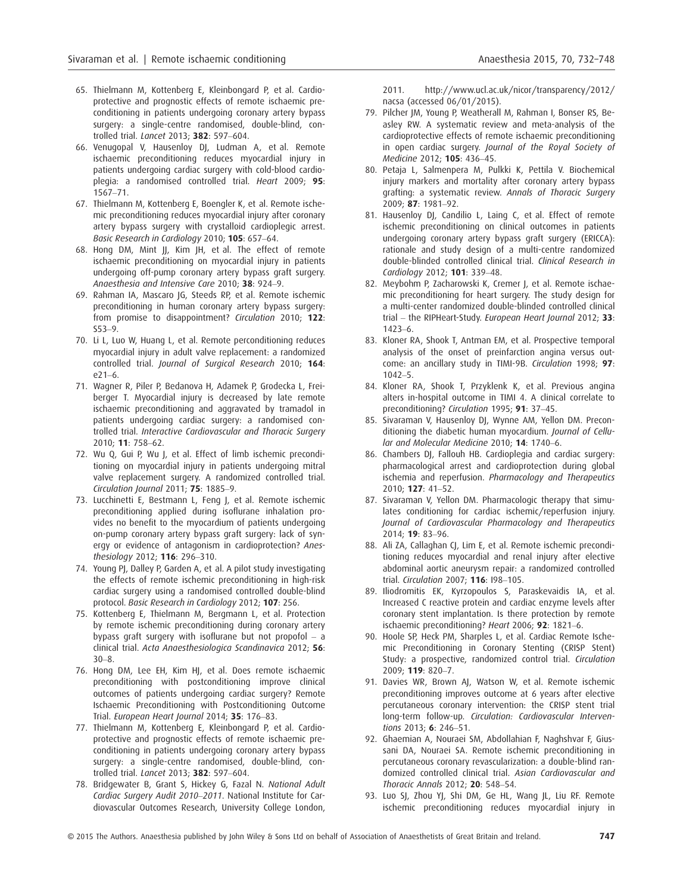65. Thielmann M, Kottenberg E, Kleinbongard P, et al. Cardioprotective and prognostic effects of remote ischaemic preconditioning in patients undergoing coronary artery bypass surgery: a single-centre randomised, double-blind, controlled trial. *Lancet* 2013; **382**: 597–604.
66. Venugopal V, Hausenloy DJ, Ludman A, et al. Remote ischaemic preconditioning reduces myocardial injury in patients undergoing cardiac surgery with cold-blood cardioplegia: a randomised controlled trial. *Heart* 2009; **95**: 1567–71.
67. Thielmann M, Kottenberg E, Boengler K, et al. Remote ischemic preconditioning reduces myocardial injury after coronary artery bypass surgery with crystalloid cardioplegic arrest. *Basic Research in Cardiology* 2010; **105**: 657–64.
68. Hong DM, Mint JJ, Kim JH, et al. The effect of remote ischaemic preconditioning on myocardial injury in patients undergoing off-pump coronary artery bypass graft surgery. *Anaesthesia and Intensive Care* 2010; **38**: 924–9.
69. Rahman IA, Mascaro JG, Steeds RP, et al. Remote ischemic preconditioning in human coronary artery bypass surgery: from promise to disappointment? *Circulation* 2010; **122**: S53–9.
70. Li L, Luo W, Huang L, et al. Remote perconditioning reduces myocardial injury in adult valve replacement: a randomized controlled trial. *Journal of Surgical Research* 2010; **164**: e21–6.
71. Wagner R, Piler P, Bedanova H, Adamek P, Grodecka L, Freiberger T. Myocardial injury is decreased by late remote ischaemic preconditioning and aggravated by tramadol in patients undergoing cardiac surgery: a randomised controlled trial. *Interactive Cardiovascular and Thoracic Surgery* 2010; **11**: 758–62.
72. Wu Q, Gui P, Wu J, et al. Effect of limb ischemic preconditioning on myocardial injury in patients undergoing mitral valve replacement surgery. A randomized controlled trial. *Circulation Journal* 2011; **75**: 1885–9.
73. Lucchinetti E, Bestmann L, Feng J, et al. Remote ischemic preconditioning applied during isoflurane inhalation provides no benefit to the myocardium of patients undergoing on-pump coronary artery bypass graft surgery: lack of synergy or evidence of antagonism in cardioprotection? *Anesthesiology* 2012; **116**: 296–310.
74. Young PJ, Dalley P, Garden A, et al. A pilot study investigating the effects of remote ischemic preconditioning in high-risk cardiac surgery using a randomised controlled double-blind protocol. *Basic Research in Cardiology* 2012; **107**: 256.
75. Kottenberg E, Thielmann M, Bergmann L, et al. Protection by remote ischemic preconditioning during coronary artery bypass graft surgery with isoflurane but not propofol – a clinical trial. *Acta Anaesthesiologica Scandinavica* 2012; **56**: 30–8.
76. Hong DM, Lee EH, Kim HJ, et al. Does remote ischaemic preconditioning with postconditioning improve clinical outcomes of patients undergoing cardiac surgery? Remote Ischaemic Preconditioning with Postconditioning Outcome Trial. *European Heart Journal* 2014; **35**: 176–83.
77. Thielmann M, Kottenberg E, Kleinbongard P, et al. Cardioprotective and prognostic effects of remote ischaemic preconditioning in patients undergoing coronary artery bypass surgery: a single-centre randomised, double-blind, controlled trial. *Lancet* 2013; **382**: 597–604.
78. Bridgewater B, Grant S, Hickey G, Fazal N. *National Adult Cardiac Surgery Audit 2010–2011*. National Institute for Cardiovascular Outcomes Research, University College London, 2011. http://www.ucl.ac.uk/nicor/transparency/2012/nacsa (accessed 06/01/2015).
79. Pilcher JM, Young P, Weatherall M, Rahman I, Bonser RS, Beasley RW. A systematic review and meta-analysis of the cardioprotective effects of remote ischaemic preconditioning in open cardiac surgery. *Journal of the Royal Society of Medicine* 2012; **105**: 436–45.
80. Petaja L, Salmenpera M, Pulkki K, Pettila V. Biochemical injury markers and mortality after coronary artery bypass grafting: a systematic review. *Annals of Thoracic Surgery* 2009; **87**: 1981–92.
81. Hausenloy DJ, Candilio L, Laing C, et al. Effect of remote ischemic preconditioning on clinical outcomes in patients undergoing coronary artery bypass graft surgery (ERICCA): rationale and study design of a multi-centre randomized double-blinded controlled clinical trial. *Clinical Research in Cardiology* 2012; **101**: 339–48.
82. Meybohm P, Zacharowski K, Cremer J, et al. Remote ischaemic preconditioning for heart surgery. The study design for a multi-center randomized double-blinded controlled clinical trial – the RIPHeart-Study. *European Heart Journal* 2012; **33**: 1423–6.
83. Kloner RA, Shook T, Antman EM, et al. Prospective temporal analysis of the onset of preinfarction angina versus outcome: an ancillary study in TIMI-9B. *Circulation* 1998; **97**: 1042–5.
84. Kloner RA, Shook T, Przyklenk K, et al. Previous angina alters in-hospital outcome in TIMI 4. A clinical correlate to preconditioning? *Circulation* 1995; **91**: 37–45.
85. Sivaraman V, Hausenloy DJ, Wynne AM, Yellon DM. Preconditioning the diabetic human myocardium. *Journal of Cellular and Molecular Medicine* 2010; **14**: 1740–6.
86. Chambers DJ, Fallouh HB. Cardioplegia and cardiac surgery: pharmacological arrest and cardioprotection during global ischemia and reperfusion. *Pharmacology and Therapeutics* 2010; **127**: 41–52.
87. Sivaraman V, Yellon DM. Pharmacologic therapy that simulates conditioning for cardiac ischemic/reperfusion injury. *Journal of Cardiovascular Pharmacology and Therapeutics* 2014; **19**: 83–96.
88. Ali ZA, Callaghan CJ, Lim E, et al. Remote ischemic preconditioning reduces myocardial and renal injury after elective abdominal aortic aneurysm repair: a randomized controlled trial. *Circulation* 2007; **116**: I98–105.
89. Iliodromitis EK, Kyrzopoulos S, Paraskevaidis IA, et al. Increased C reactive protein and cardiac enzyme levels after coronary stent implantation. Is there protection by remote ischaemic preconditioning? *Heart* 2006; **92**: 1821–6.
90. Hoole SP, Heck PM, Sharples L, et al. Cardiac Remote Ischemic Preconditioning in Coronary Stenting (CRISP Stent) Study: a prospective, randomized control trial. *Circulation* 2009; **119**: 820–7.
91. Davies WR, Brown AJ, Watson W, et al. Remote ischemic preconditioning improves outcome at 6 years after elective percutaneous coronary intervention: the CRISP stent trial long-term follow-up. *Circulation: Cardiovascular Interventions* 2013; **6**: 246–51.
92. Ghaemian A, Nouraei SM, Abdollahian F, Naghshvar F, Giussani DA, Nouraei SA. Remote ischemic preconditioning in percutaneous coronary revascularization: a double-blind randomized controlled clinical trial. *Asian Cardiovascular and Thoracic Annals* 2012; **20**: 548–54.
93. Luo SJ, Zhou YJ, Shi DM, Ge HL, Wang JL, Liu RF. Remote ischemic preconditioning reduces myocardial injury in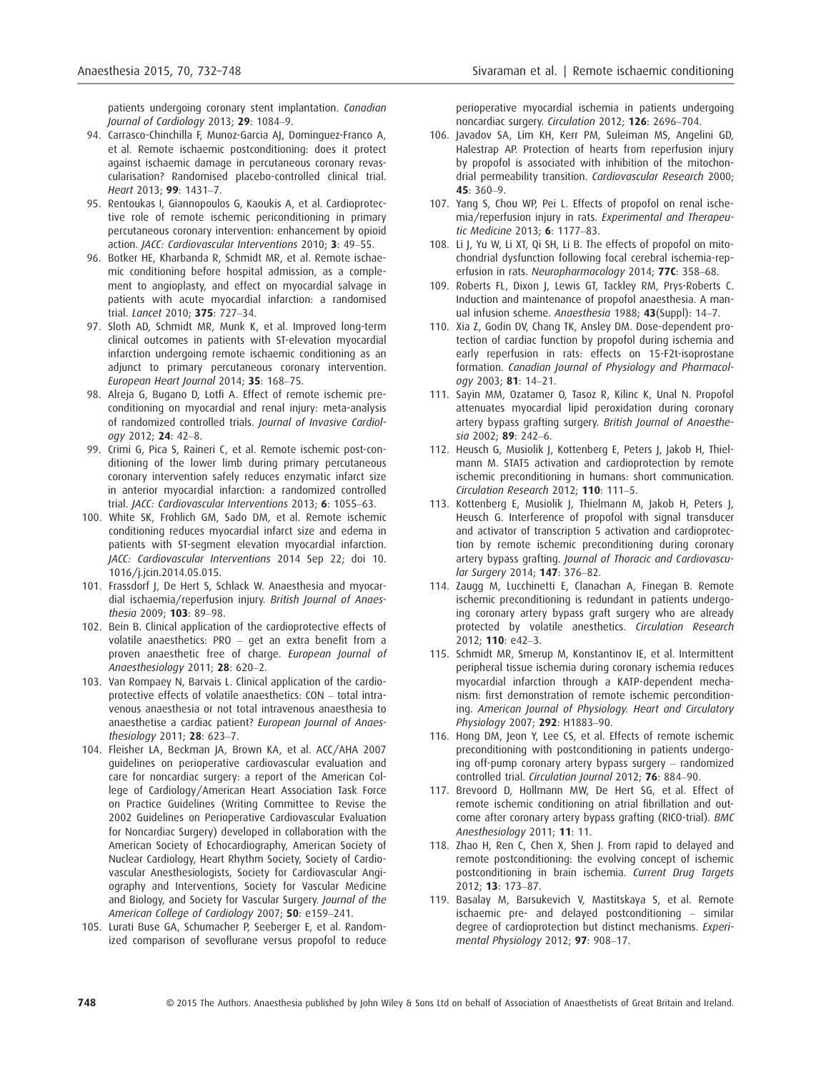patients undergoing coronary stent implantation. *Canadian Journal of Cardiology* 2013; **29**: 1084–9.

94. Carrasco-Chinchilla F, Munoz-Garcia AJ, Dominguez-Franco A, et al. Remote ischaemic postconditioning: does it protect against ischaemic damage in percutaneous coronary revascularisation? Randomised placebo-controlled clinical trial. *Heart* 2013; **99**: 1431–7.
95. Rentoukas I, Giannopoulos G, Kaoukis A, et al. Cardioprotective role of remote ischemic periconditioning in primary percutaneous coronary intervention: enhancement by opioid action. *JACC: Cardiovascular Interventions* 2010; **3**: 49–55.
96. Botker HE, Kharbanda R, Schmidt MR, et al. Remote ischaemic conditioning before hospital admission, as a complement to angioplasty, and effect on myocardial salvage in patients with acute myocardial infarction: a randomised trial. *Lancet* 2010; **375**: 727–34.
97. Sloth AD, Schmidt MR, Munk K, et al. Improved long-term clinical outcomes in patients with ST-elevation myocardial infarction undergoing remote ischaemic conditioning as an adjunct to primary percutaneous coronary intervention. *European Heart Journal* 2014; **35**: 168–75.
98. Alreja G, Bugano D, Lotfi A. Effect of remote ischemic preconditioning on myocardial and renal injury: meta-analysis of randomized controlled trials. *Journal of Invasive Cardiology* 2012; **24**: 42–8.
99. Crimi G, Pica S, Raineri C, et al. Remote ischemic post-conditioning of the lower limb during primary percutaneous coronary intervention safely reduces enzymatic infarct size in anterior myocardial infarction: a randomized controlled trial. *JACC: Cardiovascular Interventions* 2013; **6**: 1055–63.
100. White SK, Frohlich GM, Sado DM, et al. Remote ischemic conditioning reduces myocardial infarct size and edema in patients with ST-segment elevation myocardial infarction. *JACC: Cardiovascular Interventions* 2014 Sep 22; doi 10.1016/j.jcin.2014.05.015.
101. Frassdorf J, De Hert S, Schlack W. Anaesthesia and myocardial ischaemia/reperfusion injury. *British Journal of Anaesthesia* 2009; **103**: 89–98.
102. Bein B. Clinical application of the cardioprotective effects of volatile anaesthetics: PRO – get an extra benefit from a proven anaesthetic free of charge. *European Journal of Anaesthesiology* 2011; **28**: 620–2.
103. Van Rompaey N, Barvais L. Clinical application of the cardioprotective effects of volatile anaesthetics: CON – total intravenous anaesthesia or not total intravenous anaesthesia to anaesthetise a cardiac patient? *European Journal of Anaesthesiology* 2011; **28**: 623–7.
104. Fleisher LA, Beckman JA, Brown KA, et al. ACC/AHA 2007 guidelines on perioperative cardiovascular evaluation and care for noncardiac surgery: a report of the American College of Cardiology/American Heart Association Task Force on Practice Guidelines (Writing Committee to Revise the 2002 Guidelines on Perioperative Cardiovascular Evaluation for Noncardiac Surgery) developed in collaboration with the American Society of Echocardiography, American Society of Nuclear Cardiology, Heart Rhythm Society, Society of Cardiovascular Anesthesiologists, Society for Cardiovascular Angiography and Interventions, Society for Vascular Medicine and Biology, and Society for Vascular Surgery. *Journal of the American College of Cardiology* 2007; **50**: e159–241.
105. Lurati Buse GA, Schumacher P, Seeberger E, et al. Randomized comparison of sevoflurane versus propofol to reduce perioperative myocardial ischemia in patients undergoing noncardiac surgery. *Circulation* 2012; **126**: 2696–704.
106. Javadov SA, Lim KH, Kerr PM, Suleiman MS, Angelini GD, Halestrap AP. Protection of hearts from reperfusion injury by propofol is associated with inhibition of the mitochondrial permeability transition. *Cardiovascular Research* 2000; **45**: 360–9.
107. Yang S, Chou WP, Pei L. Effects of propofol on renal ischemia/reperfusion injury in rats. *Experimental and Therapeutic Medicine* 2013; **6**: 1177–83.
108. Li J, Yu W, Li XT, Qi SH, Li B. The effects of propofol on mitochondrial dysfunction following focal cerebral ischemia-reperfusion in rats. *Neuropharmacology* 2014; **77C**: 358–68.
109. Roberts FL, Dixon J, Lewis GT, Tackley RM, Prys-Roberts C. Induction and maintenance of propofol anaesthesia. A manual infusion scheme. *Anaesthesia* 1988; **43**(Suppl): 14–7.
110. Xia Z, Godin DV, Chang TK, Ansley DM. Dose-dependent protection of cardiac function by propofol during ischemia and early reperfusion in rats: effects on 15-F2t-isoprostane formation. *Canadian Journal of Physiology and Pharmacology* 2003; **81**: 14–21.
111. Sayin MM, Ozatamer O, Tasoz R, Kilinc K, Unal N. Propofol attenuates myocardial lipid peroxidation during coronary artery bypass grafting surgery. *British Journal of Anaesthesia* 2002; **89**: 242–6.
112. Heusch G, Musiolik J, Kottenberg E, Peters J, Jakob H, Thielmann M. STAT5 activation and cardioprotection by remote ischemic preconditioning in humans: short communication. *Circulation Research* 2012; **110**: 111–5.
113. Kottenberg E, Musiolik J, Thielmann M, Jakob H, Peters J, Heusch G. Interference of propofol with signal transducer and activator of transcription 5 activation and cardioprotection by remote ischemic preconditioning during coronary artery bypass grafting. *Journal of Thoracic and Cardiovascular Surgery* 2014; **147**: 376–82.
114. Zaugg M, Lucchinetti E, Clanachan A, Finegan B. Remote ischemic preconditioning is redundant in patients undergoing coronary artery bypass graft surgery who are already protected by volatile anesthetics. *Circulation Research* 2012; **110**: e42–3.
115. Schmidt MR, Smerup M, Konstantinov IE, et al. Intermittent peripheral tissue ischemia during coronary ischemia reduces myocardial infarction through a KATP-dependent mechanism: first demonstration of remote ischemic perconditioning. *American Journal of Physiology. Heart and Circulatory Physiology* 2007; **292**: H1883–90.
116. Hong DM, Jeon Y, Lee CS, et al. Effects of remote ischemic preconditioning with postconditioning in patients undergoing off-pump coronary artery bypass surgery – randomized controlled trial. *Circulation Journal* 2012; **76**: 884–90.
117. Brevoord D, Hollmann MW, De Hert SG, et al. Effect of remote ischemic conditioning on atrial fibrillation and outcome after coronary artery bypass grafting (RICO-trial). *BMC Anesthesiology* 2011; **11**: 11.
118. Zhao H, Ren C, Chen X, Shen J. From rapid to delayed and remote postconditioning: the evolving concept of ischemic postconditioning in brain ischemia. *Current Drug Targets* 2012; **13**: 173–87.
119. Basalay M, Barsukevich V, Mastitskaya S, et al. Remote ischaemic pre- and delayed postconditioning – similar degree of cardioprotection but distinct mechanisms. *Experimental Physiology* 2012; **97**: 908–17.